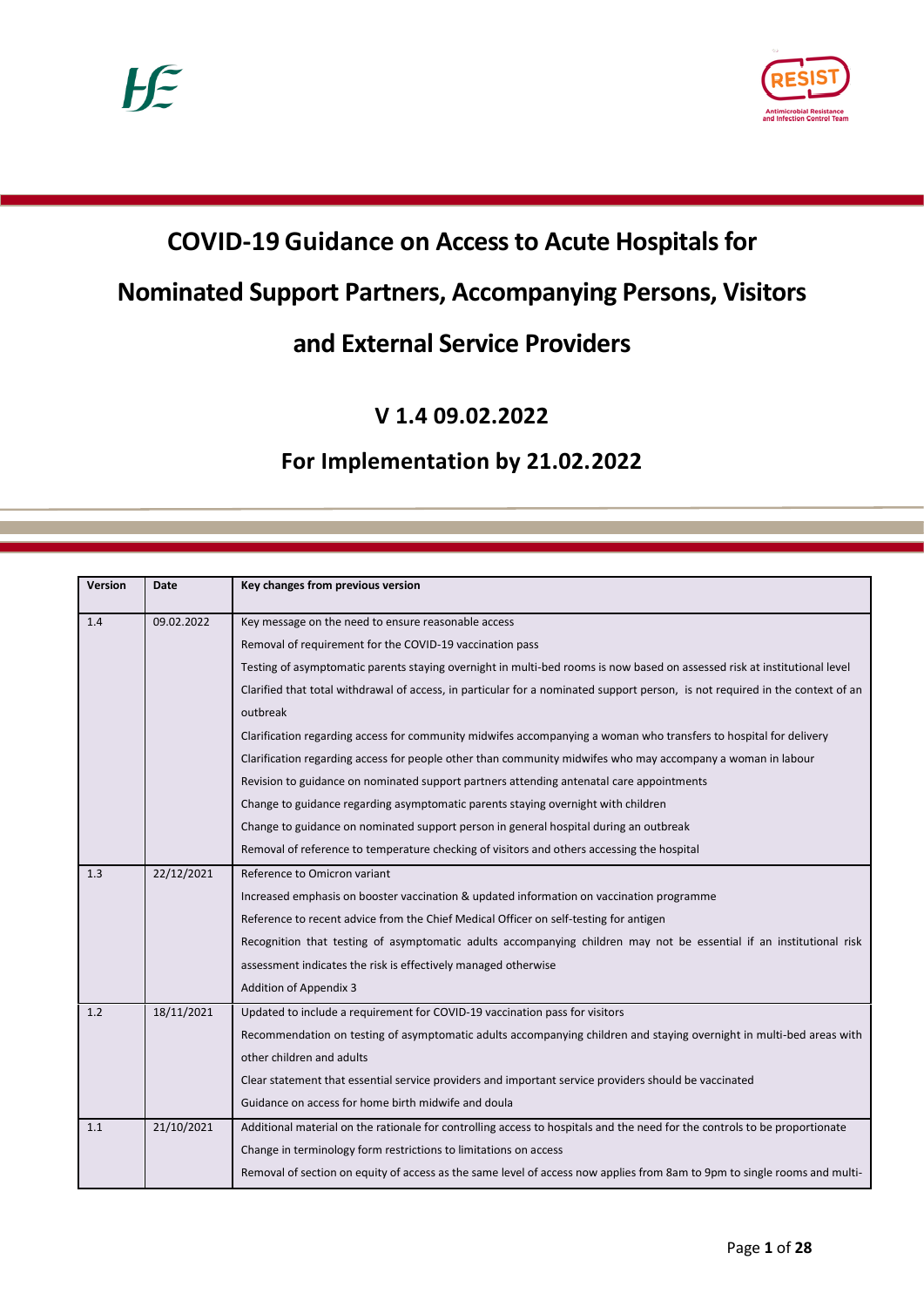# COVID-19 Guidance on Access to Acute Hospitals for Nominated Support Partners, Accompanying Persons, Visitors and External Service Providers

## V 1.4 09.02.2022

## For Implementation by 21.02.2022

| Version | Date | Key changes from previous version |
|---|---|---|
| 1.4 | 09.02.2022 | Key message on the need to ensure reasonable access<br>Removal of requirement for the COVID-19 vaccination pass<br>Testing of asymptomatic parents staying overnight in multi-bed rooms is now based on assessed risk at institutional level<br>Clarified that total withdrawal of access, in particular for a nominated support person, is not required in the context of an outbreak<br>Clarification regarding access for community midwifes accompanying a woman who transfers to hospital for delivery<br>Clarification regarding access for people other than community midwifes who may accompany a woman in labour<br>Revision to guidance on nominated support partners attending antenatal care appointments<br>Change to guidance regarding asymptomatic parents staying overnight with children<br>Change to guidance on nominated support person in general hospital during an outbreak<br>Removal of reference to temperature checking of visitors and others accessing the hospital |
| 1.3 | 22/12/2021 | Reference to Omicron variant<br>Increased emphasis on booster vaccination & updated information on vaccination programme<br>Reference to recent advice from the Chief Medical Officer on self-testing for antigen<br>Recognition that testing of asymptomatic adults accompanying children may not be essential if an institutional risk assessment indicates the risk is effectively managed otherwise<br>Addition of Appendix 3 |
| 1.2 | 18/11/2021 | Updated to include a requirement for COVID-19 vaccination pass for visitors<br>Recommendation on testing of asymptomatic adults accompanying children and staying overnight in multi-bed areas with other children and adults<br>Clear statement that essential service providers and important service providers should be vaccinated<br>Guidance on access for home birth midwife and doula |
| 1.1 | 21/10/2021 | Additional material on the rationale for controlling access to hospitals and the need for the controls to be proportionate<br>Change in terminology form restrictions to limitations on access<br>Removal of section on equity of access as the same level of access now applies from 8am to 9pm to single rooms and multi- |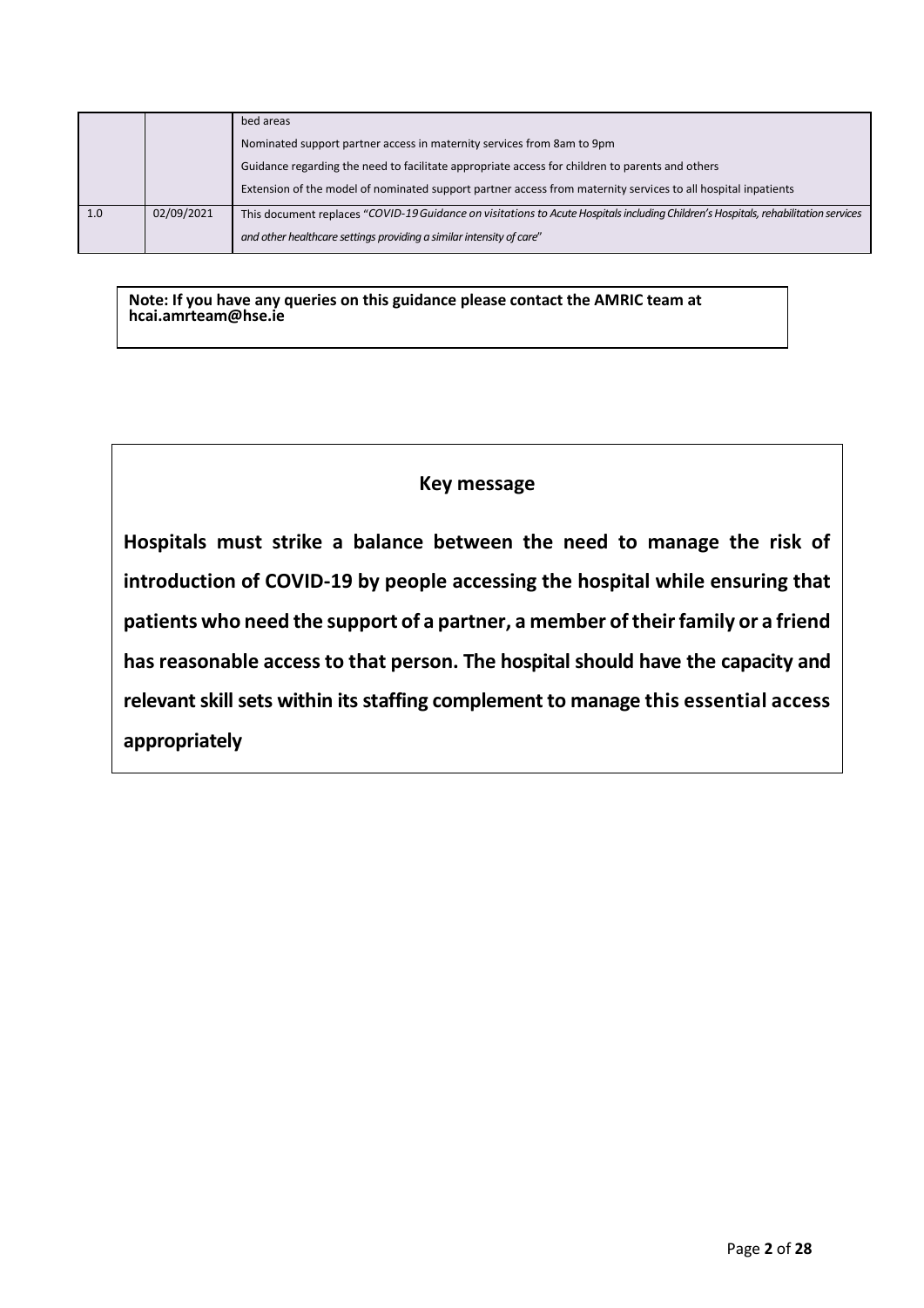| | | |
|---|---|---|
| | | bed areas<br>Nominated support partner access in maternity services from 8am to 9pm<br>Guidance regarding the need to facilitate appropriate access for children to parents and others<br>Extension of the model of nominated support partner access from maternity services to all hospital inpatients |
| 1.0 | 02/09/2021 | This document replaces "*COVID-19 Guidance on visitations to Acute Hospitals including Children's Hospitals, rehabilitation services and other healthcare settings providing a similar intensity of care*" |

**Note: If you have any queries on this guidance please contact the AMRIC team at hcai.amrteam@hse.ie**

## Key message

**Hospitals must strike a balance between the need to manage the risk of introduction of COVID-19 by people accessing the hospital while ensuring that patients who need the support of a partner, a member of their family or a friend has reasonable access to that person. The hospital should have the capacity and relevant skill sets within its staffing complement to manage this essential access appropriately**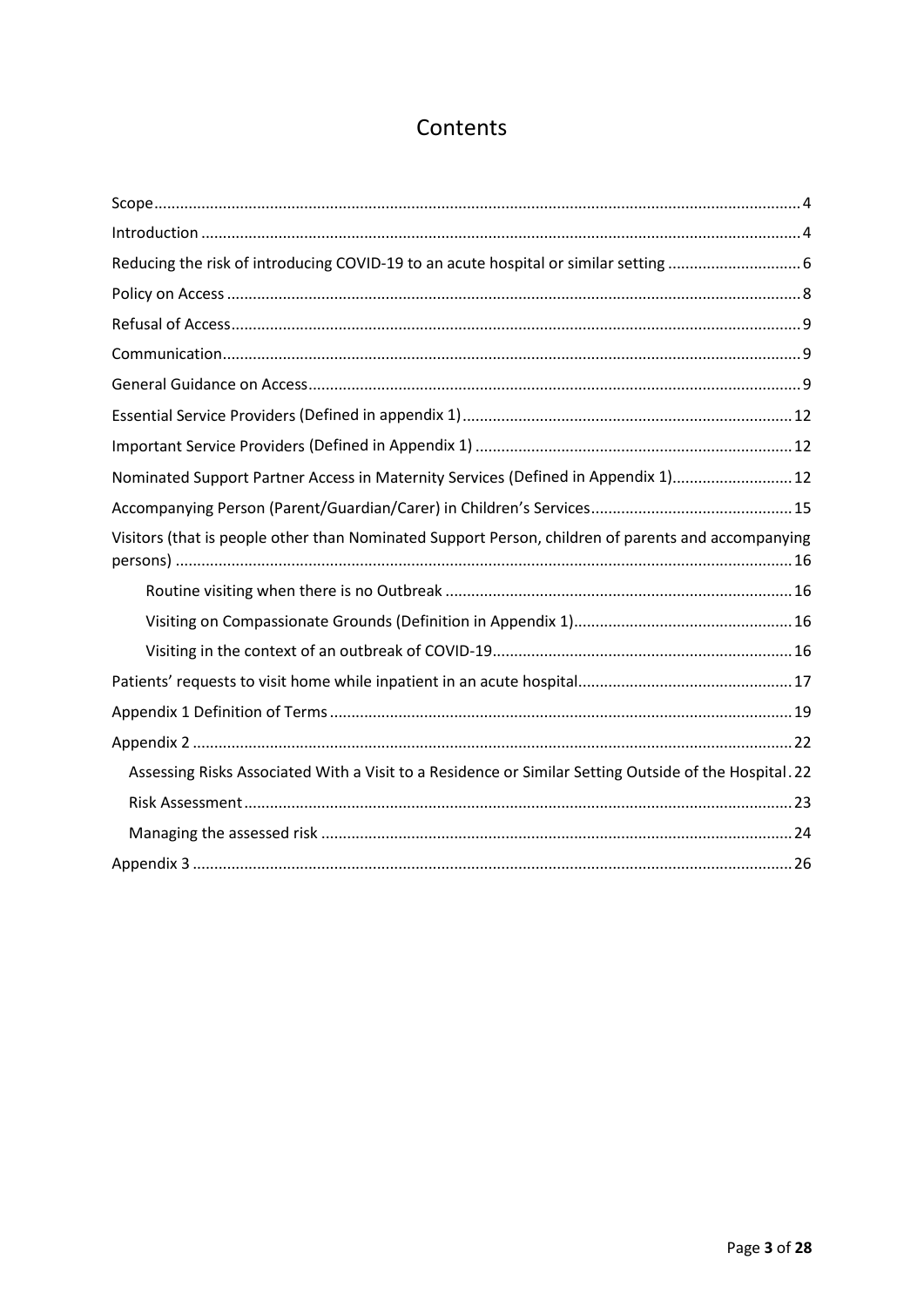# Contents

- Scope ... 4
- Introduction ... 4
- Reducing the risk of introducing COVID-19 to an acute hospital or similar setting ... 6
- Policy on Access ... 8
- Refusal of Access ... 9
- Communication ... 9
- General Guidance on Access ... 9
- Essential Service Providers (Defined in appendix 1) ... 12
- Important Service Providers (Defined in Appendix 1) ... 12
- Nominated Support Partner Access in Maternity Services (Defined in Appendix 1) ... 12
- Accompanying Person (Parent/Guardian/Carer) in Children's Services ... 15
- Visitors (that is people other than Nominated Support Person, children of parents and accompanying persons) ... 16
  - Routine visiting when there is no Outbreak ... 16
  - Visiting on Compassionate Grounds (Definition in Appendix 1) ... 16
  - Visiting in the context of an outbreak of COVID-19 ... 16
- Patients' requests to visit home while inpatient in an acute hospital ... 17
- Appendix 1 Definition of Terms ... 19
- Appendix 2 ... 22
  - Assessing Risks Associated With a Visit to a Residence or Similar Setting Outside of the Hospital ... 22
  - Risk Assessment ... 23
  - Managing the assessed risk ... 24
- Appendix 3 ... 26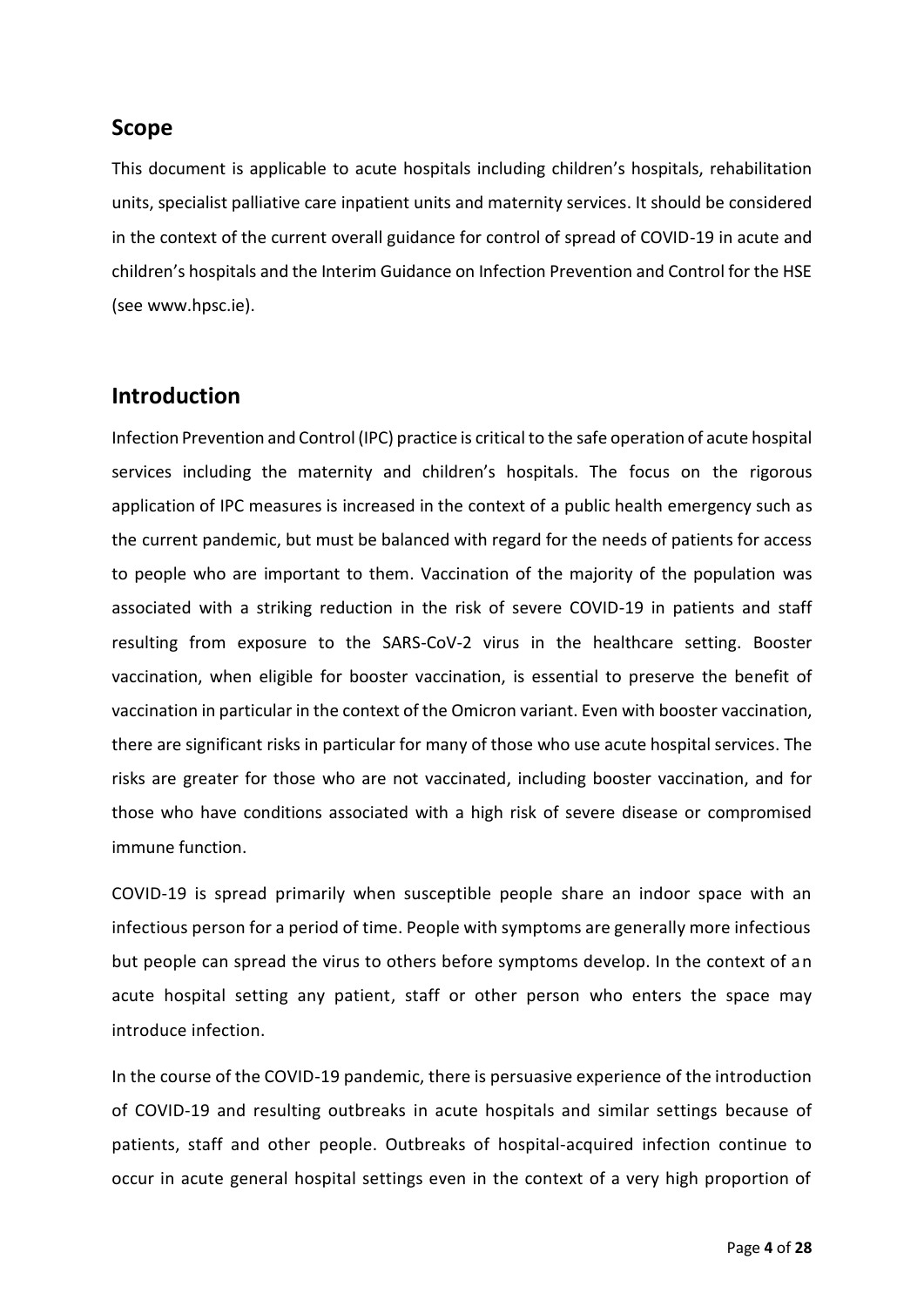## Scope

This document is applicable to acute hospitals including children's hospitals, rehabilitation units, specialist palliative care inpatient units and maternity services. It should be considered in the context of the current overall guidance for control of spread of COVID-19 in acute and children's hospitals and the Interim Guidance on Infection Prevention and Control for the HSE (see www.hpsc.ie).

## Introduction

Infection Prevention and Control (IPC) practice is critical to the safe operation of acute hospital services including the maternity and children's hospitals. The focus on the rigorous application of IPC measures is increased in the context of a public health emergency such as the current pandemic, but must be balanced with regard for the needs of patients for access to people who are important to them. Vaccination of the majority of the population was associated with a striking reduction in the risk of severe COVID-19 in patients and staff resulting from exposure to the SARS-CoV-2 virus in the healthcare setting. Booster vaccination, when eligible for booster vaccination, is essential to preserve the benefit of vaccination in particular in the context of the Omicron variant. Even with booster vaccination, there are significant risks in particular for many of those who use acute hospital services. The risks are greater for those who are not vaccinated, including booster vaccination, and for those who have conditions associated with a high risk of severe disease or compromised immune function.

COVID-19 is spread primarily when susceptible people share an indoor space with an infectious person for a period of time. People with symptoms are generally more infectious but people can spread the virus to others before symptoms develop. In the context of an acute hospital setting any patient, staff or other person who enters the space may introduce infection.

In the course of the COVID-19 pandemic, there is persuasive experience of the introduction of COVID-19 and resulting outbreaks in acute hospitals and similar settings because of patients, staff and other people. Outbreaks of hospital-acquired infection continue to occur in acute general hospital settings even in the context of a very high proportion of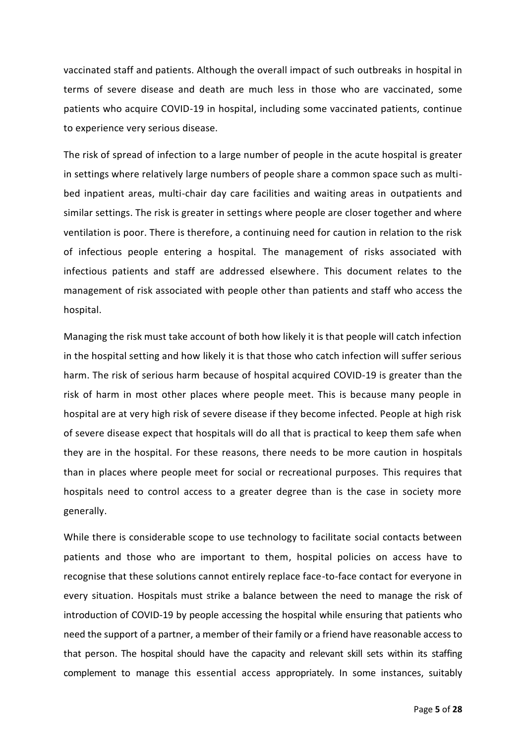vaccinated staff and patients. Although the overall impact of such outbreaks in hospital in terms of severe disease and death are much less in those who are vaccinated, some patients who acquire COVID-19 in hospital, including some vaccinated patients, continue to experience very serious disease.

The risk of spread of infection to a large number of people in the acute hospital is greater in settings where relatively large numbers of people share a common space such as multi-bed inpatient areas, multi-chair day care facilities and waiting areas in outpatients and similar settings. The risk is greater in settings where people are closer together and where ventilation is poor. There is therefore, a continuing need for caution in relation to the risk of infectious people entering a hospital. The management of risks associated with infectious patients and staff are addressed elsewhere. This document relates to the management of risk associated with people other than patients and staff who access the hospital.

Managing the risk must take account of both how likely it is that people will catch infection in the hospital setting and how likely it is that those who catch infection will suffer serious harm. The risk of serious harm because of hospital acquired COVID-19 is greater than the risk of harm in most other places where people meet. This is because many people in hospital are at very high risk of severe disease if they become infected. People at high risk of severe disease expect that hospitals will do all that is practical to keep them safe when they are in the hospital. For these reasons, there needs to be more caution in hospitals than in places where people meet for social or recreational purposes. This requires that hospitals need to control access to a greater degree than is the case in society more generally.

While there is considerable scope to use technology to facilitate social contacts between patients and those who are important to them, hospital policies on access have to recognise that these solutions cannot entirely replace face-to-face contact for everyone in every situation. Hospitals must strike a balance between the need to manage the risk of introduction of COVID-19 by people accessing the hospital while ensuring that patients who need the support of a partner, a member of their family or a friend have reasonable access to that person. The hospital should have the capacity and relevant skill sets within its staffing complement to manage this essential access appropriately. In some instances, suitably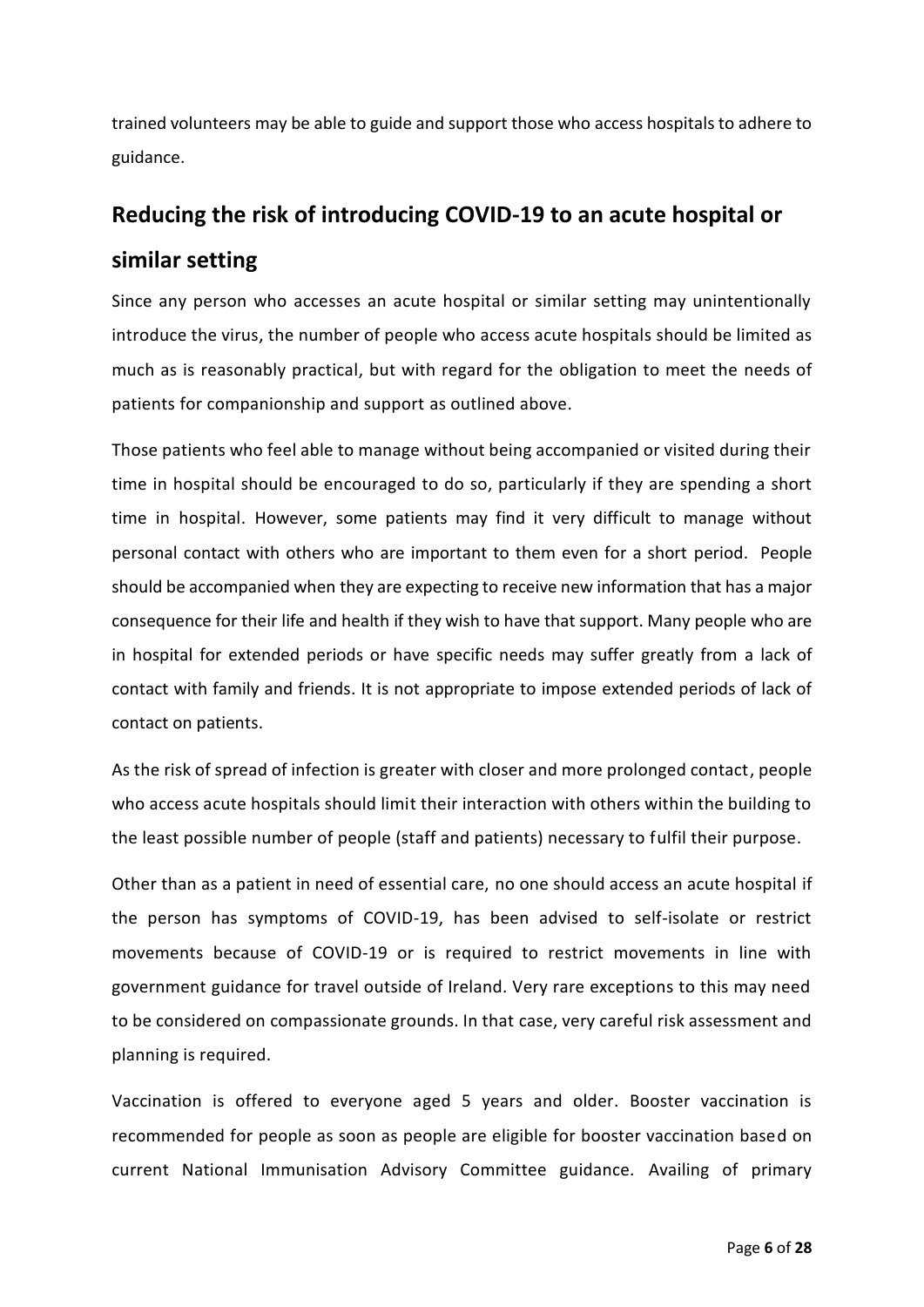trained volunteers may be able to guide and support those who access hospitals to adhere to guidance.

## Reducing the risk of introducing COVID-19 to an acute hospital or similar setting

Since any person who accesses an acute hospital or similar setting may unintentionally introduce the virus, the number of people who access acute hospitals should be limited as much as is reasonably practical, but with regard for the obligation to meet the needs of patients for companionship and support as outlined above.

Those patients who feel able to manage without being accompanied or visited during their time in hospital should be encouraged to do so, particularly if they are spending a short time in hospital. However, some patients may find it very difficult to manage without personal contact with others who are important to them even for a short period. People should be accompanied when they are expecting to receive new information that has a major consequence for their life and health if they wish to have that support. Many people who are in hospital for extended periods or have specific needs may suffer greatly from a lack of contact with family and friends. It is not appropriate to impose extended periods of lack of contact on patients.

As the risk of spread of infection is greater with closer and more prolonged contact, people who access acute hospitals should limit their interaction with others within the building to the least possible number of people (staff and patients) necessary to fulfil their purpose.

Other than as a patient in need of essential care, no one should access an acute hospital if the person has symptoms of COVID-19, has been advised to self-isolate or restrict movements because of COVID-19 or is required to restrict movements in line with government guidance for travel outside of Ireland. Very rare exceptions to this may need to be considered on compassionate grounds. In that case, very careful risk assessment and planning is required.

Vaccination is offered to everyone aged 5 years and older. Booster vaccination is recommended for people as soon as people are eligible for booster vaccination based on current National Immunisation Advisory Committee guidance. Availing of primary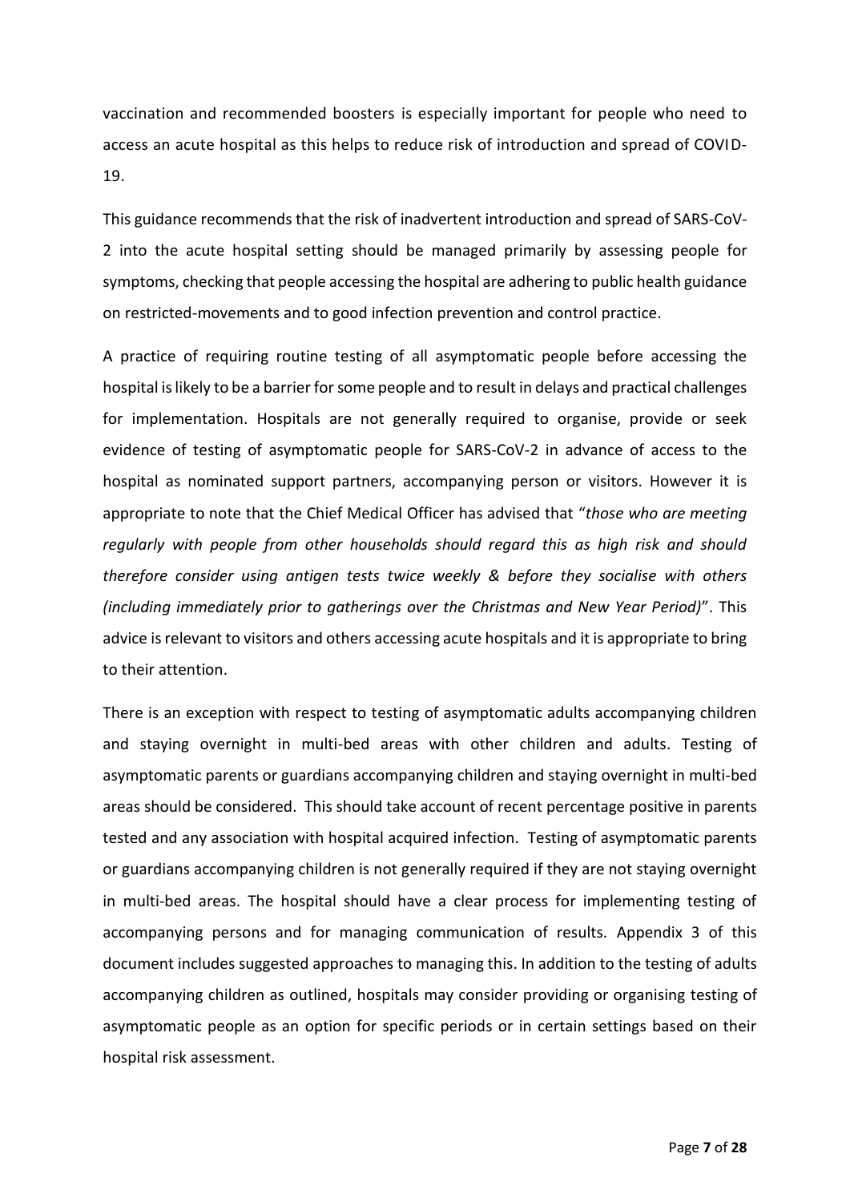vaccination and recommended boosters is especially important for people who need to access an acute hospital as this helps to reduce risk of introduction and spread of COVID-19.

This guidance recommends that the risk of inadvertent introduction and spread of SARS-CoV-2 into the acute hospital setting should be managed primarily by assessing people for symptoms, checking that people accessing the hospital are adhering to public health guidance on restricted-movements and to good infection prevention and control practice.

A practice of requiring routine testing of all asymptomatic people before accessing the hospital is likely to be a barrier for some people and to result in delays and practical challenges for implementation. Hospitals are not generally required to organise, provide or seek evidence of testing of asymptomatic people for SARS-CoV-2 in advance of access to the hospital as nominated support partners, accompanying person or visitors. However it is appropriate to note that the Chief Medical Officer has advised that "*those who are meeting regularly with people from other households should regard this as high risk and should therefore consider using antigen tests twice weekly & before they socialise with others (including immediately prior to gatherings over the Christmas and New Year Period)*". This advice is relevant to visitors and others accessing acute hospitals and it is appropriate to bring to their attention.

There is an exception with respect to testing of asymptomatic adults accompanying children and staying overnight in multi-bed areas with other children and adults. Testing of asymptomatic parents or guardians accompanying children and staying overnight in multi-bed areas should be considered. This should take account of recent percentage positive in parents tested and any association with hospital acquired infection. Testing of asymptomatic parents or guardians accompanying children is not generally required if they are not staying overnight in multi-bed areas. The hospital should have a clear process for implementing testing of accompanying persons and for managing communication of results. Appendix 3 of this document includes suggested approaches to managing this. In addition to the testing of adults accompanying children as outlined, hospitals may consider providing or organising testing of asymptomatic people as an option for specific periods or in certain settings based on their hospital risk assessment.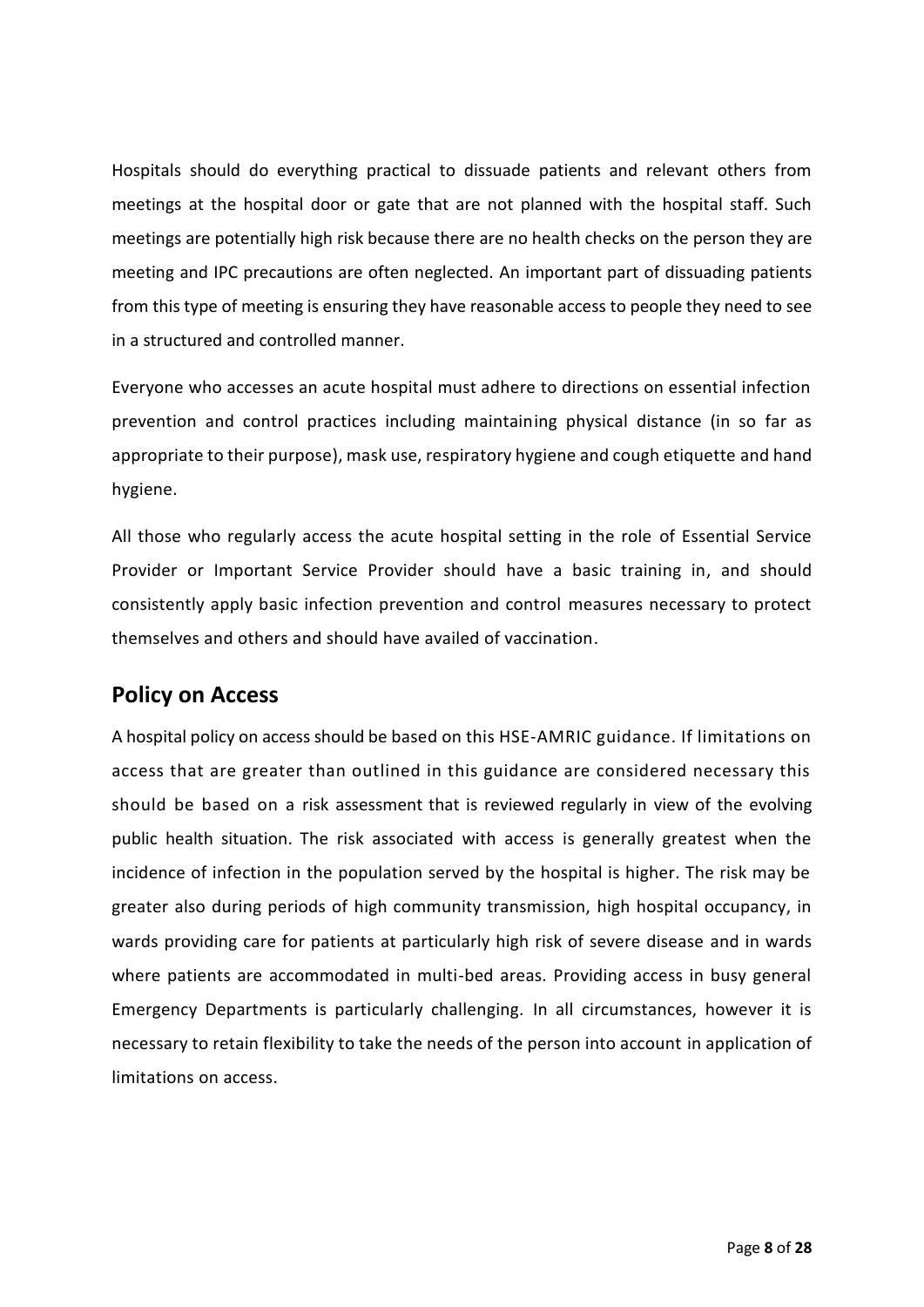Hospitals should do everything practical to dissuade patients and relevant others from meetings at the hospital door or gate that are not planned with the hospital staff. Such meetings are potentially high risk because there are no health checks on the person they are meeting and IPC precautions are often neglected. An important part of dissuading patients from this type of meeting is ensuring they have reasonable access to people they need to see in a structured and controlled manner.

Everyone who accesses an acute hospital must adhere to directions on essential infection prevention and control practices including maintaining physical distance (in so far as appropriate to their purpose), mask use, respiratory hygiene and cough etiquette and hand hygiene.

All those who regularly access the acute hospital setting in the role of Essential Service Provider or Important Service Provider should have a basic training in, and should consistently apply basic infection prevention and control measures necessary to protect themselves and others and should have availed of vaccination.

## Policy on Access

A hospital policy on access should be based on this HSE-AMRIC guidance. If limitations on access that are greater than outlined in this guidance are considered necessary this should be based on a risk assessment that is reviewed regularly in view of the evolving public health situation. The risk associated with access is generally greatest when the incidence of infection in the population served by the hospital is higher. The risk may be greater also during periods of high community transmission, high hospital occupancy, in wards providing care for patients at particularly high risk of severe disease and in wards where patients are accommodated in multi-bed areas. Providing access in busy general Emergency Departments is particularly challenging. In all circumstances, however it is necessary to retain flexibility to take the needs of the person into account in application of limitations on access.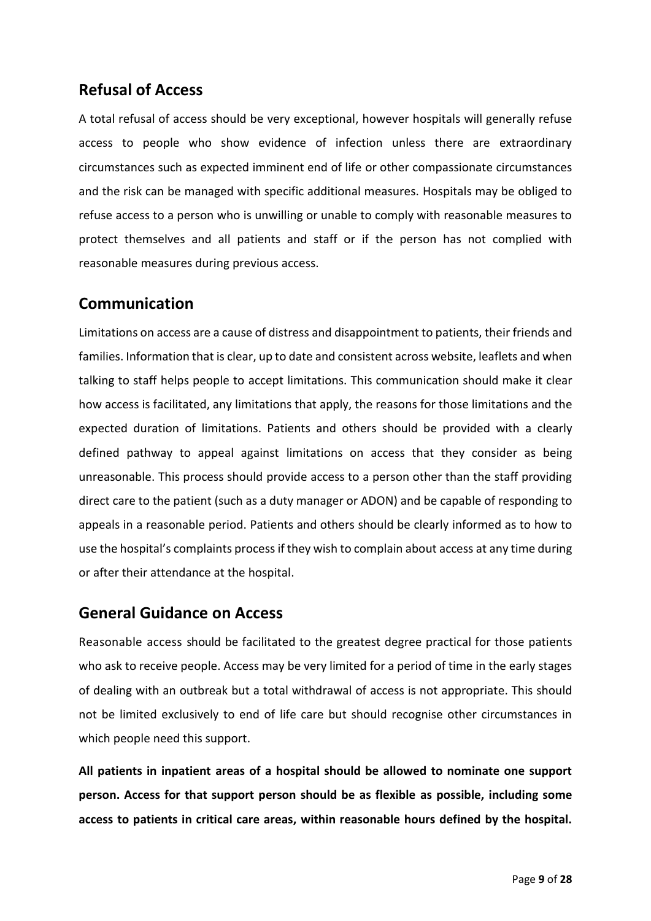## Refusal of Access

A total refusal of access should be very exceptional, however hospitals will generally refuse access to people who show evidence of infection unless there are extraordinary circumstances such as expected imminent end of life or other compassionate circumstances and the risk can be managed with specific additional measures. Hospitals may be obliged to refuse access to a person who is unwilling or unable to comply with reasonable measures to protect themselves and all patients and staff or if the person has not complied with reasonable measures during previous access.

## Communication

Limitations on access are a cause of distress and disappointment to patients, their friends and families. Information that is clear, up to date and consistent across website, leaflets and when talking to staff helps people to accept limitations. This communication should make it clear how access is facilitated, any limitations that apply, the reasons for those limitations and the expected duration of limitations. Patients and others should be provided with a clearly defined pathway to appeal against limitations on access that they consider as being unreasonable. This process should provide access to a person other than the staff providing direct care to the patient (such as a duty manager or ADON) and be capable of responding to appeals in a reasonable period. Patients and others should be clearly informed as to how to use the hospital's complaints process if they wish to complain about access at any time during or after their attendance at the hospital.

## General Guidance on Access

Reasonable access should be facilitated to the greatest degree practical for those patients who ask to receive people. Access may be very limited for a period of time in the early stages of dealing with an outbreak but a total withdrawal of access is not appropriate. This should not be limited exclusively to end of life care but should recognise other circumstances in which people need this support.

**All patients in inpatient areas of a hospital should be allowed to nominate one support person. Access for that support person should be as flexible as possible, including some access to patients in critical care areas, within reasonable hours defined by the hospital.**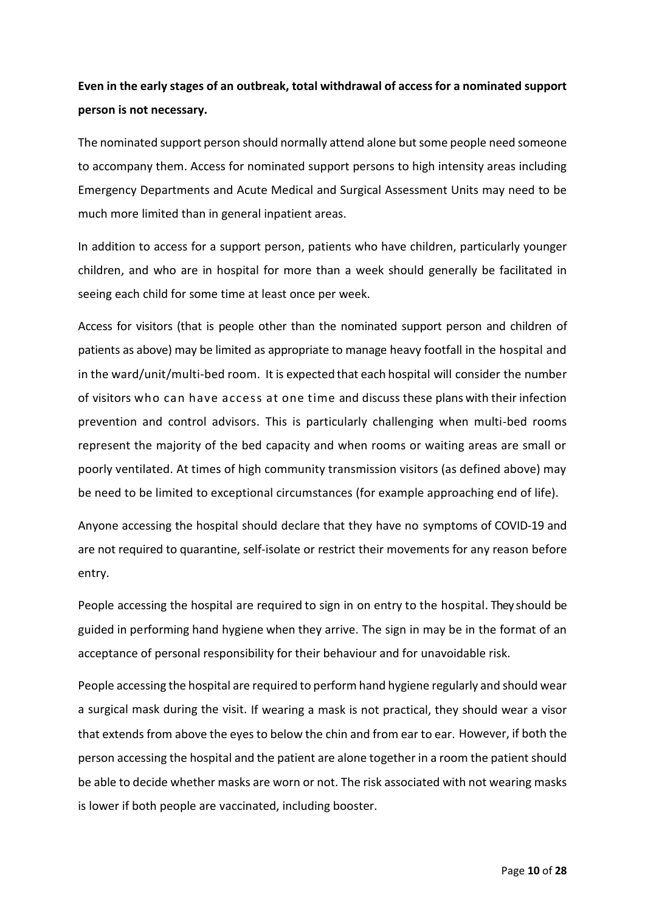**Even in the early stages of an outbreak, total withdrawal of access for a nominated support person is not necessary.**

The nominated support person should normally attend alone but some people need someone to accompany them. Access for nominated support persons to high intensity areas including Emergency Departments and Acute Medical and Surgical Assessment Units may need to be much more limited than in general inpatient areas.

In addition to access for a support person, patients who have children, particularly younger children, and who are in hospital for more than a week should generally be facilitated in seeing each child for some time at least once per week.

Access for visitors (that is people other than the nominated support person and children of patients as above) may be limited as appropriate to manage heavy footfall in the hospital and in the ward/unit/multi-bed room. It is expected that each hospital will consider the number of visitors who can have access at one time and discuss these plans with their infection prevention and control advisors. This is particularly challenging when multi-bed rooms represent the majority of the bed capacity and when rooms or waiting areas are small or poorly ventilated. At times of high community transmission visitors (as defined above) may be need to be limited to exceptional circumstances (for example approaching end of life).

Anyone accessing the hospital should declare that they have no symptoms of COVID-19 and are not required to quarantine, self-isolate or restrict their movements for any reason before entry.

People accessing the hospital are required to sign in on entry to the hospital. They should be guided in performing hand hygiene when they arrive. The sign in may be in the format of an acceptance of personal responsibility for their behaviour and for unavoidable risk.

People accessing the hospital are required to perform hand hygiene regularly and should wear a surgical mask during the visit. If wearing a mask is not practical, they should wear a visor that extends from above the eyes to below the chin and from ear to ear. However, if both the person accessing the hospital and the patient are alone together in a room the patient should be able to decide whether masks are worn or not. The risk associated with not wearing masks is lower if both people are vaccinated, including booster.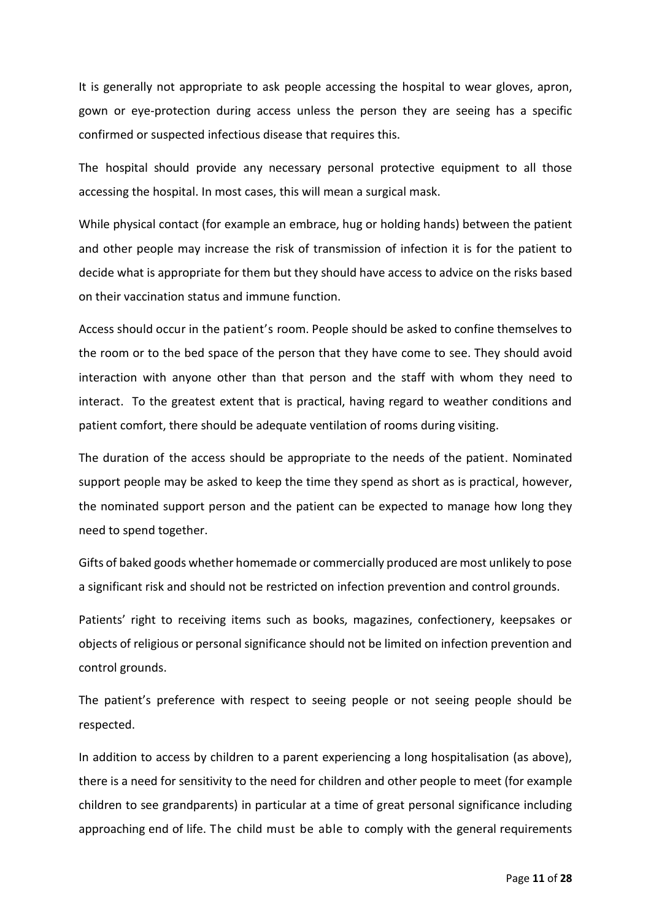It is generally not appropriate to ask people accessing the hospital to wear gloves, apron, gown or eye-protection during access unless the person they are seeing has a specific confirmed or suspected infectious disease that requires this.

The hospital should provide any necessary personal protective equipment to all those accessing the hospital. In most cases, this will mean a surgical mask.

While physical contact (for example an embrace, hug or holding hands) between the patient and other people may increase the risk of transmission of infection it is for the patient to decide what is appropriate for them but they should have access to advice on the risks based on their vaccination status and immune function.

Access should occur in the patient's room. People should be asked to confine themselves to the room or to the bed space of the person that they have come to see. They should avoid interaction with anyone other than that person and the staff with whom they need to interact. To the greatest extent that is practical, having regard to weather conditions and patient comfort, there should be adequate ventilation of rooms during visiting.

The duration of the access should be appropriate to the needs of the patient. Nominated support people may be asked to keep the time they spend as short as is practical, however, the nominated support person and the patient can be expected to manage how long they need to spend together.

Gifts of baked goods whether homemade or commercially produced are most unlikely to pose a significant risk and should not be restricted on infection prevention and control grounds.

Patients' right to receiving items such as books, magazines, confectionery, keepsakes or objects of religious or personal significance should not be limited on infection prevention and control grounds.

The patient's preference with respect to seeing people or not seeing people should be respected.

In addition to access by children to a parent experiencing a long hospitalisation (as above), there is a need for sensitivity to the need for children and other people to meet (for example children to see grandparents) in particular at a time of great personal significance including approaching end of life. The child must be able to comply with the general requirements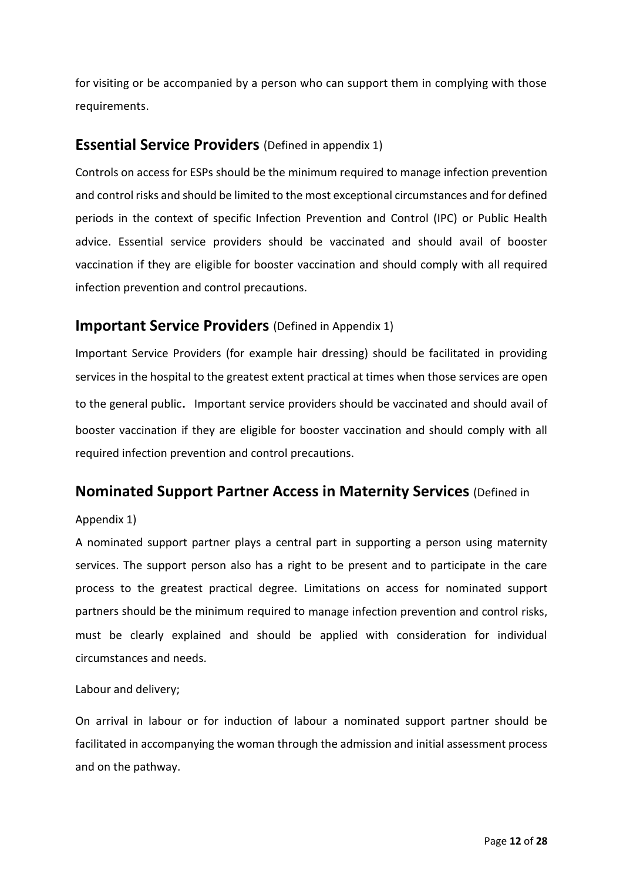for visiting or be accompanied by a person who can support them in complying with those requirements.

## Essential Service Providers (Defined in appendix 1)

Controls on access for ESPs should be the minimum required to manage infection prevention and control risks and should be limited to the most exceptional circumstances and for defined periods in the context of specific Infection Prevention and Control (IPC) or Public Health advice. Essential service providers should be vaccinated and should avail of booster vaccination if they are eligible for booster vaccination and should comply with all required infection prevention and control precautions.

## Important Service Providers (Defined in Appendix 1)

Important Service Providers (for example hair dressing) should be facilitated in providing services in the hospital to the greatest extent practical at times when those services are open to the general public. Important service providers should be vaccinated and should avail of booster vaccination if they are eligible for booster vaccination and should comply with all required infection prevention and control precautions.

## Nominated Support Partner Access in Maternity Services (Defined in Appendix 1)

A nominated support partner plays a central part in supporting a person using maternity services. The support person also has a right to be present and to participate in the care process to the greatest practical degree. Limitations on access for nominated support partners should be the minimum required to manage infection prevention and control risks, must be clearly explained and should be applied with consideration for individual circumstances and needs.

Labour and delivery;

On arrival in labour or for induction of labour a nominated support partner should be facilitated in accompanying the woman through the admission and initial assessment process and on the pathway.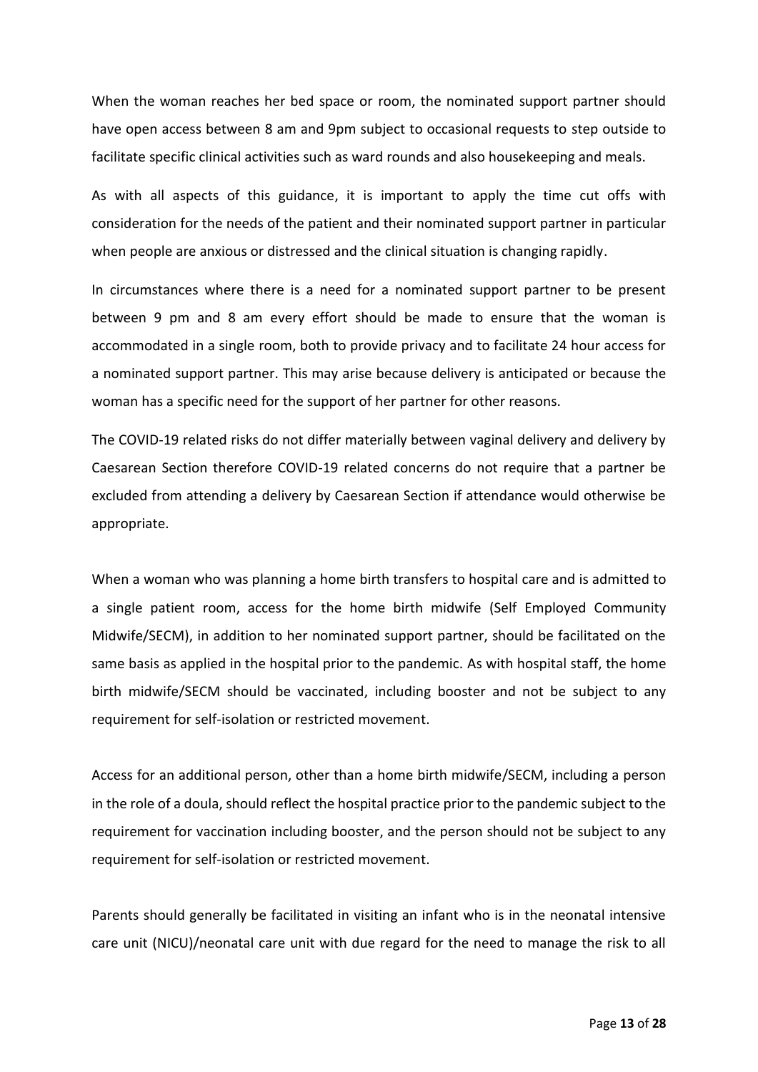When the woman reaches her bed space or room, the nominated support partner should have open access between 8 am and 9pm subject to occasional requests to step outside to facilitate specific clinical activities such as ward rounds and also housekeeping and meals.

As with all aspects of this guidance, it is important to apply the time cut offs with consideration for the needs of the patient and their nominated support partner in particular when people are anxious or distressed and the clinical situation is changing rapidly.

In circumstances where there is a need for a nominated support partner to be present between 9 pm and 8 am every effort should be made to ensure that the woman is accommodated in a single room, both to provide privacy and to facilitate 24 hour access for a nominated support partner. This may arise because delivery is anticipated or because the woman has a specific need for the support of her partner for other reasons.

The COVID-19 related risks do not differ materially between vaginal delivery and delivery by Caesarean Section therefore COVID-19 related concerns do not require that a partner be excluded from attending a delivery by Caesarean Section if attendance would otherwise be appropriate.

When a woman who was planning a home birth transfers to hospital care and is admitted to a single patient room, access for the home birth midwife (Self Employed Community Midwife/SECM), in addition to her nominated support partner, should be facilitated on the same basis as applied in the hospital prior to the pandemic. As with hospital staff, the home birth midwife/SECM should be vaccinated, including booster and not be subject to any requirement for self-isolation or restricted movement.

Access for an additional person, other than a home birth midwife/SECM, including a person in the role of a doula, should reflect the hospital practice prior to the pandemic subject to the requirement for vaccination including booster, and the person should not be subject to any requirement for self-isolation or restricted movement.

Parents should generally be facilitated in visiting an infant who is in the neonatal intensive care unit (NICU)/neonatal care unit with due regard for the need to manage the risk to all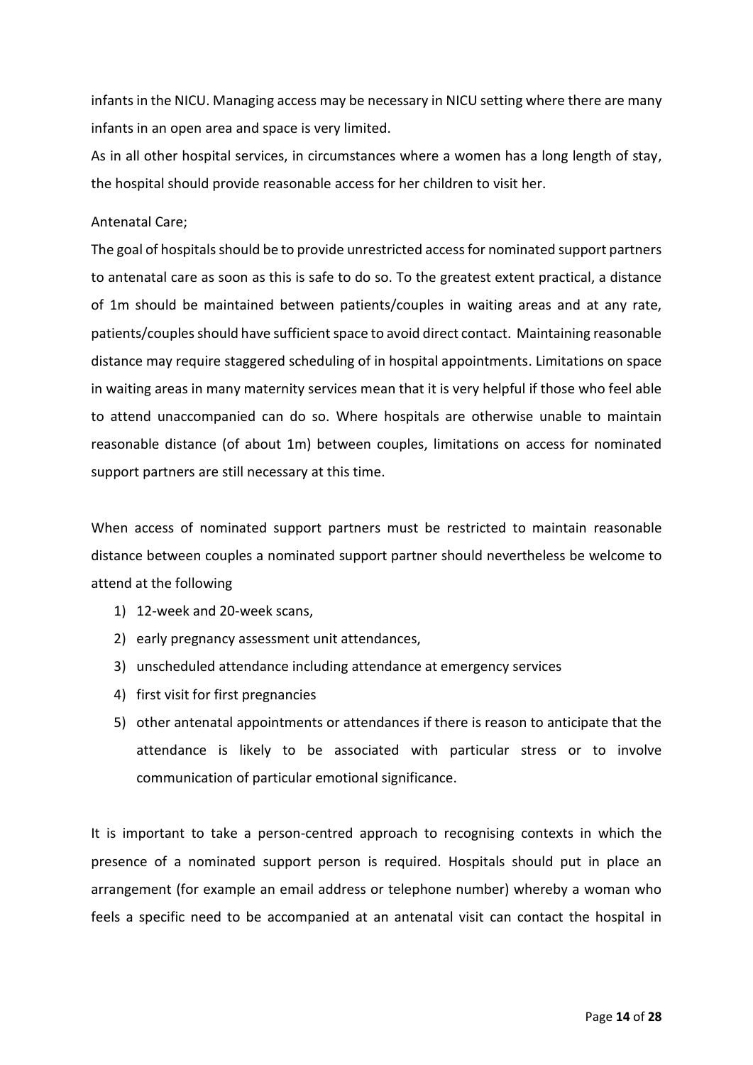infants in the NICU. Managing access may be necessary in NICU setting where there are many infants in an open area and space is very limited.

As in all other hospital services, in circumstances where a women has a long length of stay, the hospital should provide reasonable access for her children to visit her.

Antenatal Care;

The goal of hospitals should be to provide unrestricted access for nominated support partners to antenatal care as soon as this is safe to do so. To the greatest extent practical, a distance of 1m should be maintained between patients/couples in waiting areas and at any rate, patients/couples should have sufficient space to avoid direct contact. Maintaining reasonable distance may require staggered scheduling of in hospital appointments. Limitations on space in waiting areas in many maternity services mean that it is very helpful if those who feel able to attend unaccompanied can do so. Where hospitals are otherwise unable to maintain reasonable distance (of about 1m) between couples, limitations on access for nominated support partners are still necessary at this time.

When access of nominated support partners must be restricted to maintain reasonable distance between couples a nominated support partner should nevertheless be welcome to attend at the following

1) 12-week and 20-week scans,
2) early pregnancy assessment unit attendances,
3) unscheduled attendance including attendance at emergency services
4) first visit for first pregnancies
5) other antenatal appointments or attendances if there is reason to anticipate that the attendance is likely to be associated with particular stress or to involve communication of particular emotional significance.

It is important to take a person-centred approach to recognising contexts in which the presence of a nominated support person is required. Hospitals should put in place an arrangement (for example an email address or telephone number) whereby a woman who feels a specific need to be accompanied at an antenatal visit can contact the hospital in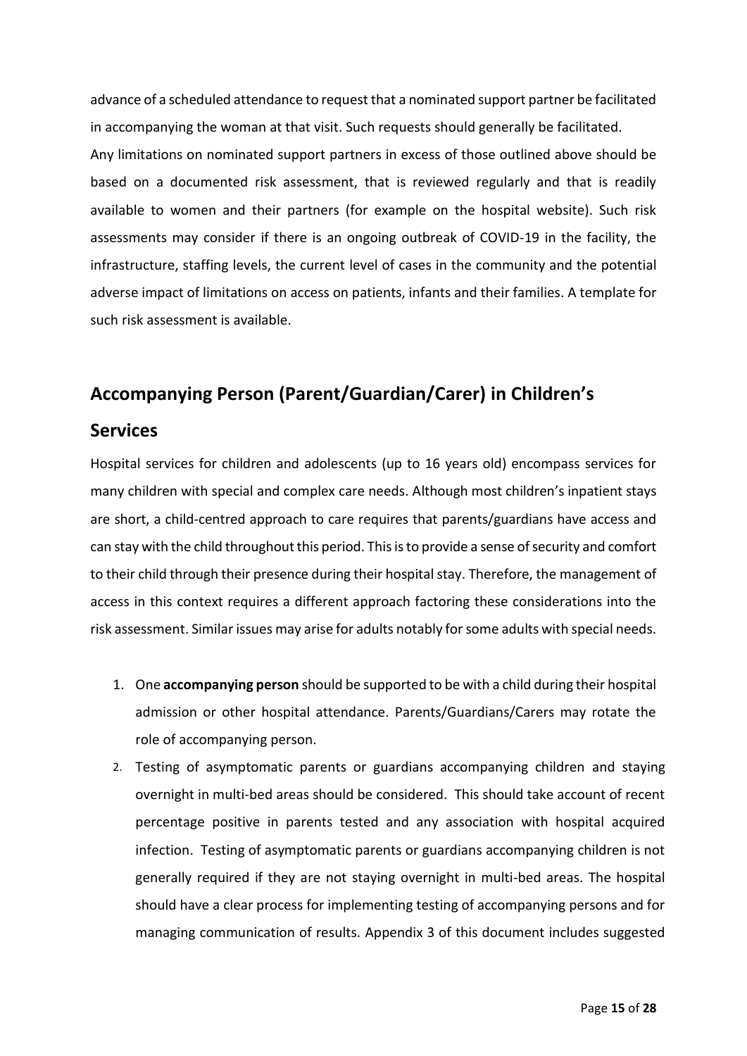advance of a scheduled attendance to request that a nominated support partner be facilitated in accompanying the woman at that visit. Such requests should generally be facilitated.

Any limitations on nominated support partners in excess of those outlined above should be based on a documented risk assessment, that is reviewed regularly and that is readily available to women and their partners (for example on the hospital website). Such risk assessments may consider if there is an ongoing outbreak of COVID-19 in the facility, the infrastructure, staffing levels, the current level of cases in the community and the potential adverse impact of limitations on access on patients, infants and their families. A template for such risk assessment is available.

## Accompanying Person (Parent/Guardian/Carer) in Children's Services

Hospital services for children and adolescents (up to 16 years old) encompass services for many children with special and complex care needs. Although most children's inpatient stays are short, a child-centred approach to care requires that parents/guardians have access and can stay with the child throughout this period. This is to provide a sense of security and comfort to their child through their presence during their hospital stay. Therefore, the management of access in this context requires a different approach factoring these considerations into the risk assessment. Similar issues may arise for adults notably for some adults with special needs.

1. One **accompanying person** should be supported to be with a child during their hospital admission or other hospital attendance. Parents/Guardians/Carers may rotate the role of accompanying person.
2. Testing of asymptomatic parents or guardians accompanying children and staying overnight in multi-bed areas should be considered. This should take account of recent percentage positive in parents tested and any association with hospital acquired infection. Testing of asymptomatic parents or guardians accompanying children is not generally required if they are not staying overnight in multi-bed areas. The hospital should have a clear process for implementing testing of accompanying persons and for managing communication of results. Appendix 3 of this document includes suggested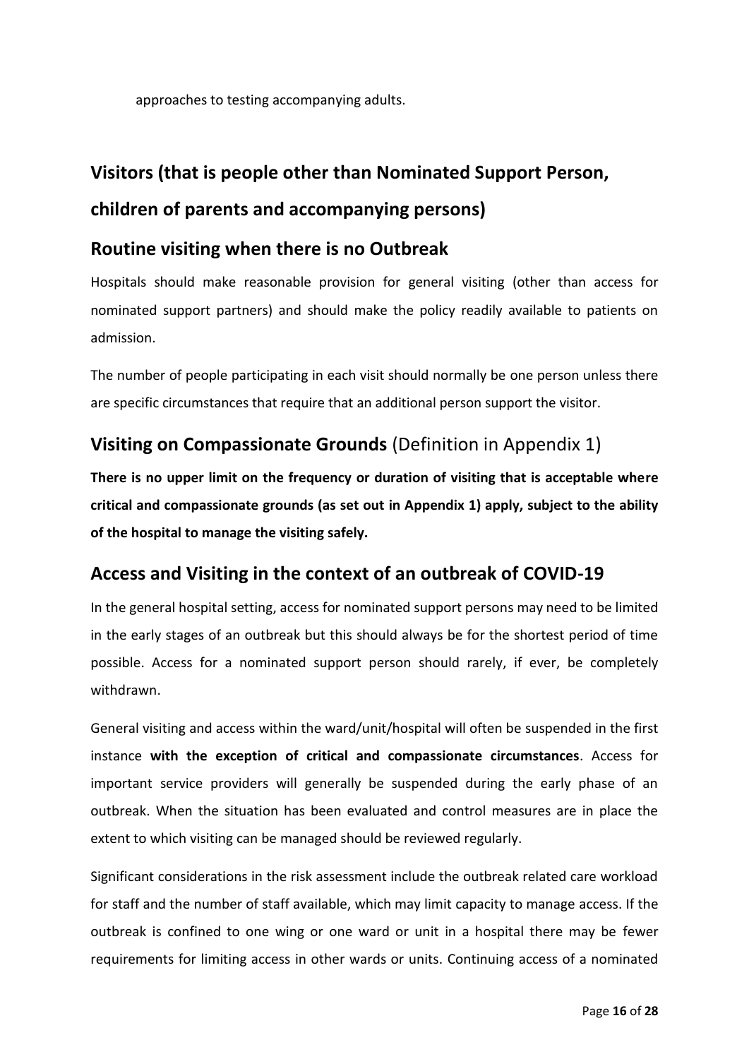approaches to testing accompanying adults.

## Visitors (that is people other than Nominated Support Person, children of parents and accompanying persons)

### Routine visiting when there is no Outbreak

Hospitals should make reasonable provision for general visiting (other than access for nominated support partners) and should make the policy readily available to patients on admission.

The number of people participating in each visit should normally be one person unless there are specific circumstances that require that an additional person support the visitor.

### Visiting on Compassionate Grounds (Definition in Appendix 1)

**There is no upper limit on the frequency or duration of visiting that is acceptable where critical and compassionate grounds (as set out in Appendix 1) apply, subject to the ability of the hospital to manage the visiting safely.**

### Access and Visiting in the context of an outbreak of COVID-19

In the general hospital setting, access for nominated support persons may need to be limited in the early stages of an outbreak but this should always be for the shortest period of time possible. Access for a nominated support person should rarely, if ever, be completely withdrawn.

General visiting and access within the ward/unit/hospital will often be suspended in the first instance **with the exception of critical and compassionate circumstances**. Access for important service providers will generally be suspended during the early phase of an outbreak. When the situation has been evaluated and control measures are in place the extent to which visiting can be managed should be reviewed regularly.

Significant considerations in the risk assessment include the outbreak related care workload for staff and the number of staff available, which may limit capacity to manage access. If the outbreak is confined to one wing or one ward or unit in a hospital there may be fewer requirements for limiting access in other wards or units. Continuing access of a nominated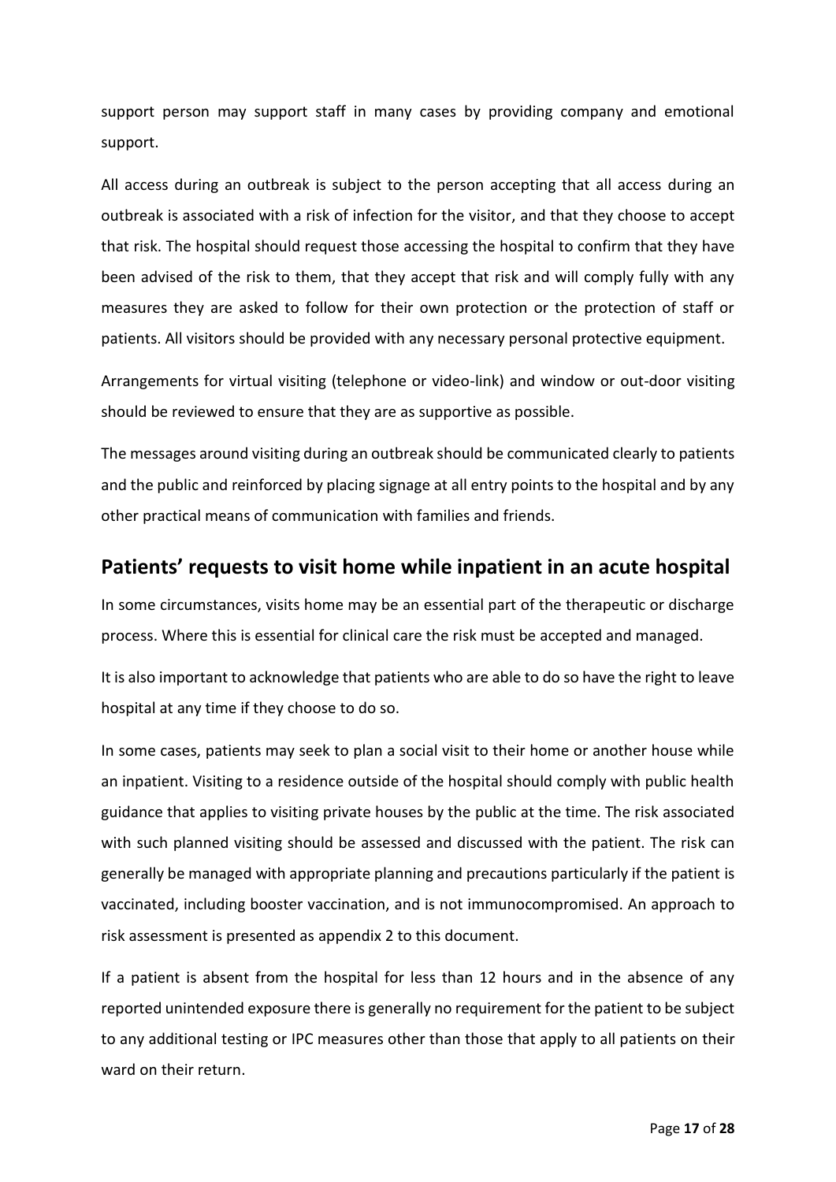support person may support staff in many cases by providing company and emotional support.

All access during an outbreak is subject to the person accepting that all access during an outbreak is associated with a risk of infection for the visitor, and that they choose to accept that risk. The hospital should request those accessing the hospital to confirm that they have been advised of the risk to them, that they accept that risk and will comply fully with any measures they are asked to follow for their own protection or the protection of staff or patients. All visitors should be provided with any necessary personal protective equipment.

Arrangements for virtual visiting (telephone or video-link) and window or out-door visiting should be reviewed to ensure that they are as supportive as possible.

The messages around visiting during an outbreak should be communicated clearly to patients and the public and reinforced by placing signage at all entry points to the hospital and by any other practical means of communication with families and friends.

## Patients' requests to visit home while inpatient in an acute hospital

In some circumstances, visits home may be an essential part of the therapeutic or discharge process. Where this is essential for clinical care the risk must be accepted and managed.

It is also important to acknowledge that patients who are able to do so have the right to leave hospital at any time if they choose to do so.

In some cases, patients may seek to plan a social visit to their home or another house while an inpatient. Visiting to a residence outside of the hospital should comply with public health guidance that applies to visiting private houses by the public at the time. The risk associated with such planned visiting should be assessed and discussed with the patient. The risk can generally be managed with appropriate planning and precautions particularly if the patient is vaccinated, including booster vaccination, and is not immunocompromised. An approach to risk assessment is presented as appendix 2 to this document.

If a patient is absent from the hospital for less than 12 hours and in the absence of any reported unintended exposure there is generally no requirement for the patient to be subject to any additional testing or IPC measures other than those that apply to all patients on their ward on their return.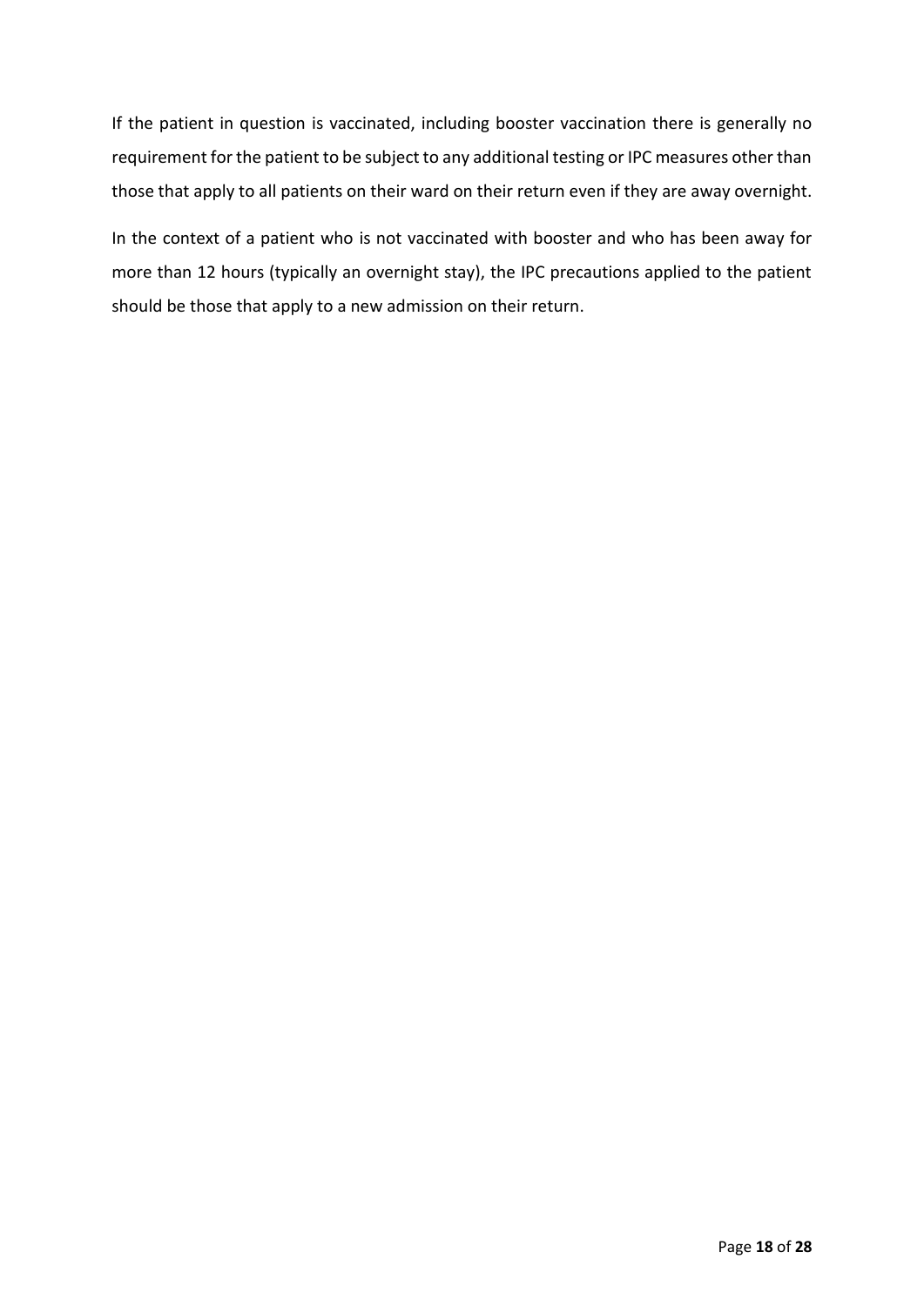If the patient in question is vaccinated, including booster vaccination there is generally no requirement for the patient to be subject to any additional testing or IPC measures other than those that apply to all patients on their ward on their return even if they are away overnight.

In the context of a patient who is not vaccinated with booster and who has been away for more than 12 hours (typically an overnight stay), the IPC precautions applied to the patient should be those that apply to a new admission on their return.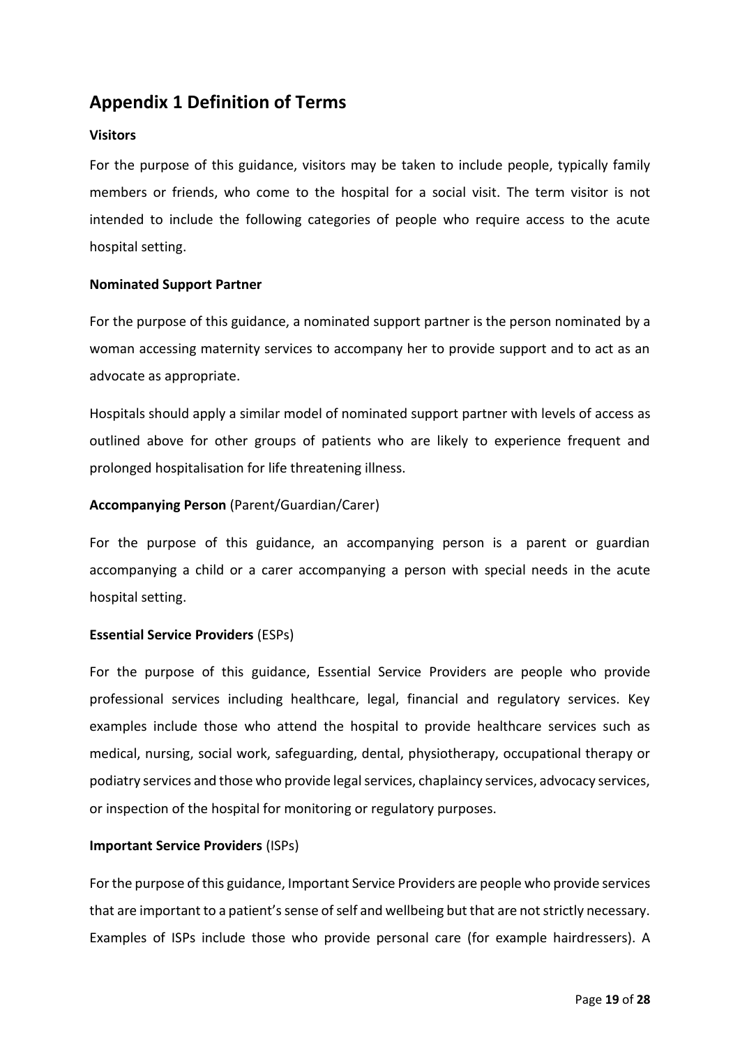## Appendix 1 Definition of Terms

**Visitors**

For the purpose of this guidance, visitors may be taken to include people, typically family members or friends, who come to the hospital for a social visit. The term visitor is not intended to include the following categories of people who require access to the acute hospital setting.

**Nominated Support Partner**

For the purpose of this guidance, a nominated support partner is the person nominated by a woman accessing maternity services to accompany her to provide support and to act as an advocate as appropriate.

Hospitals should apply a similar model of nominated support partner with levels of access as outlined above for other groups of patients who are likely to experience frequent and prolonged hospitalisation for life threatening illness.

**Accompanying Person** (Parent/Guardian/Carer)

For the purpose of this guidance, an accompanying person is a parent or guardian accompanying a child or a carer accompanying a person with special needs in the acute hospital setting.

**Essential Service Providers** (ESPs)

For the purpose of this guidance, Essential Service Providers are people who provide professional services including healthcare, legal, financial and regulatory services. Key examples include those who attend the hospital to provide healthcare services such as medical, nursing, social work, safeguarding, dental, physiotherapy, occupational therapy or podiatry services and those who provide legal services, chaplaincy services, advocacy services, or inspection of the hospital for monitoring or regulatory purposes.

**Important Service Providers** (ISPs)

For the purpose of this guidance, Important Service Providers are people who provide services that are important to a patient's sense of self and wellbeing but that are not strictly necessary. Examples of ISPs include those who provide personal care (for example hairdressers). A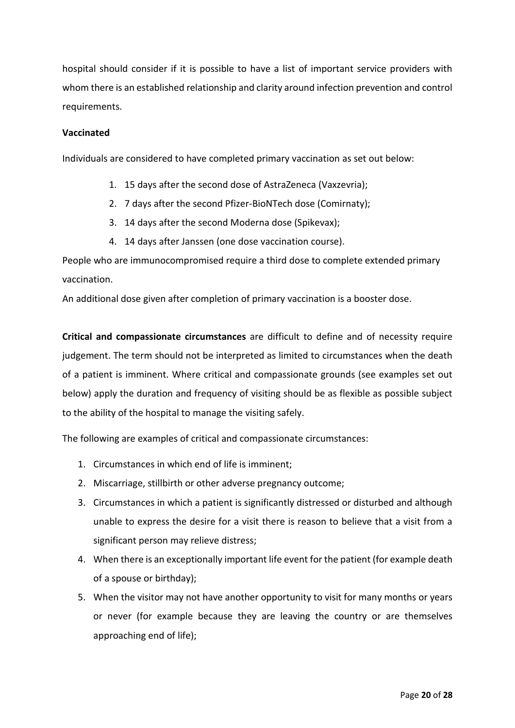hospital should consider if it is possible to have a list of important service providers with whom there is an established relationship and clarity around infection prevention and control requirements.

**Vaccinated**

Individuals are considered to have completed primary vaccination as set out below:

1. 15 days after the second dose of AstraZeneca (Vaxzevria);
2. 7 days after the second Pfizer-BioNTech dose (Comirnaty);
3. 14 days after the second Moderna dose (Spikevax);
4. 14 days after Janssen (one dose vaccination course).

People who are immunocompromised require a third dose to complete extended primary vaccination.

An additional dose given after completion of primary vaccination is a booster dose.

**Critical and compassionate circumstances** are difficult to define and of necessity require judgement. The term should not be interpreted as limited to circumstances when the death of a patient is imminent. Where critical and compassionate grounds (see examples set out below) apply the duration and frequency of visiting should be as flexible as possible subject to the ability of the hospital to manage the visiting safely.

The following are examples of critical and compassionate circumstances:

1. Circumstances in which end of life is imminent;
2. Miscarriage, stillbirth or other adverse pregnancy outcome;
3. Circumstances in which a patient is significantly distressed or disturbed and although unable to express the desire for a visit there is reason to believe that a visit from a significant person may relieve distress;
4. When there is an exceptionally important life event for the patient (for example death of a spouse or birthday);
5. When the visitor may not have another opportunity to visit for many months or years or never (for example because they are leaving the country or are themselves approaching end of life);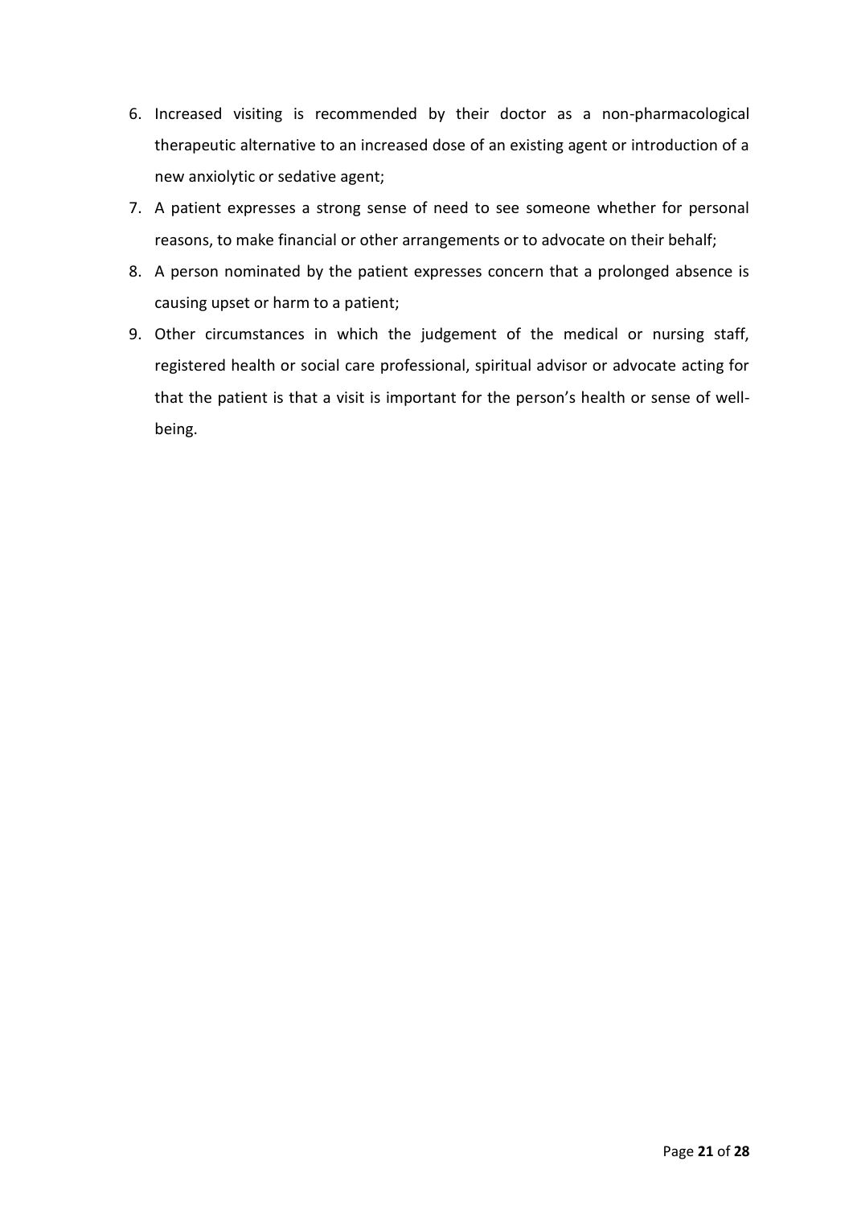6. Increased visiting is recommended by their doctor as a non-pharmacological therapeutic alternative to an increased dose of an existing agent or introduction of a new anxiolytic or sedative agent;
7. A patient expresses a strong sense of need to see someone whether for personal reasons, to make financial or other arrangements or to advocate on their behalf;
8. A person nominated by the patient expresses concern that a prolonged absence is causing upset or harm to a patient;
9. Other circumstances in which the judgement of the medical or nursing staff, registered health or social care professional, spiritual advisor or advocate acting for that the patient is that a visit is important for the person's health or sense of well-being.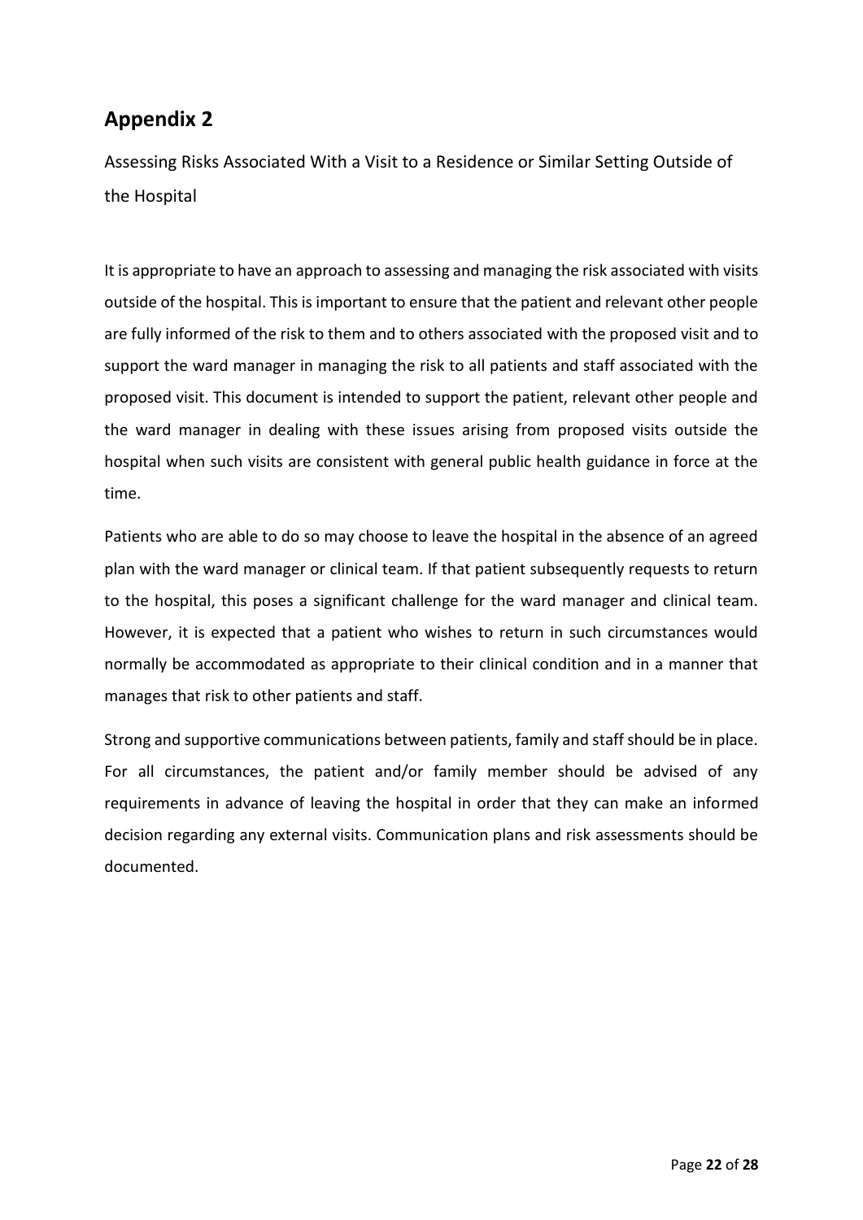## Appendix 2

Assessing Risks Associated With a Visit to a Residence or Similar Setting Outside of the Hospital

It is appropriate to have an approach to assessing and managing the risk associated with visits outside of the hospital. This is important to ensure that the patient and relevant other people are fully informed of the risk to them and to others associated with the proposed visit and to support the ward manager in managing the risk to all patients and staff associated with the proposed visit. This document is intended to support the patient, relevant other people and the ward manager in dealing with these issues arising from proposed visits outside the hospital when such visits are consistent with general public health guidance in force at the time.

Patients who are able to do so may choose to leave the hospital in the absence of an agreed plan with the ward manager or clinical team. If that patient subsequently requests to return to the hospital, this poses a significant challenge for the ward manager and clinical team. However, it is expected that a patient who wishes to return in such circumstances would normally be accommodated as appropriate to their clinical condition and in a manner that manages that risk to other patients and staff.

Strong and supportive communications between patients, family and staff should be in place. For all circumstances, the patient and/or family member should be advised of any requirements in advance of leaving the hospital in order that they can make an informed decision regarding any external visits. Communication plans and risk assessments should be documented.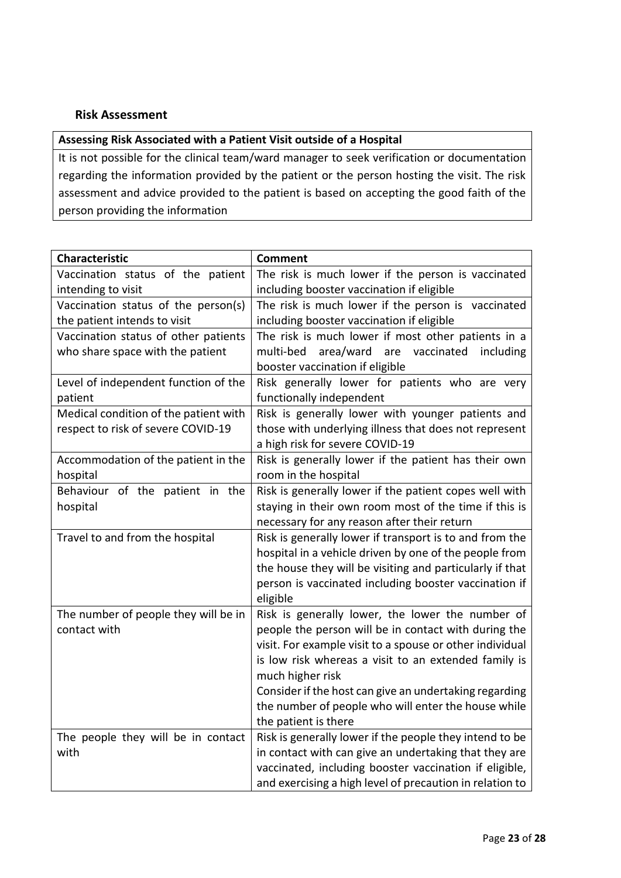### Risk Assessment

| Assessing Risk Associated with a Patient Visit outside of a Hospital |
|---|
| It is not possible for the clinical team/ward manager to seek verification or documentation regarding the information provided by the patient or the person hosting the visit. The risk assessment and advice provided to the patient is based on accepting the good faith of the person providing the information |

| Characteristic | Comment |
|---|---|
| Vaccination status of the patient intending to visit | The risk is much lower if the person is vaccinated including booster vaccination if eligible |
| Vaccination status of the person(s) the patient intends to visit | The risk is much lower if the person is vaccinated including booster vaccination if eligible |
| Vaccination status of other patients who share space with the patient | The risk is much lower if most other patients in a multi-bed area/ward are vaccinated including booster vaccination if eligible |
| Level of independent function of the patient | Risk generally lower for patients who are very functionally independent |
| Medical condition of the patient with respect to risk of severe COVID-19 | Risk is generally lower with younger patients and those with underlying illness that does not represent a high risk for severe COVID-19 |
| Accommodation of the patient in the hospital | Risk is generally lower if the patient has their own room in the hospital |
| Behaviour of the patient in the hospital | Risk is generally lower if the patient copes well with staying in their own room most of the time if this is necessary for any reason after their return |
| Travel to and from the hospital | Risk is generally lower if transport is to and from the hospital in a vehicle driven by one of the people from the house they will be visiting and particularly if that person is vaccinated including booster vaccination if eligible |
| The number of people they will be in contact with | Risk is generally lower, the lower the number of people the person will be in contact with during the visit. For example visit to a spouse or other individual is low risk whereas a visit to an extended family is much higher risk<br>Consider if the host can give an undertaking regarding the number of people who will enter the house while the patient is there |
| The people they will be in contact with | Risk is generally lower if the people they intend to be in contact with can give an undertaking that they are vaccinated, including booster vaccination if eligible, and exercising a high level of precaution in relation to |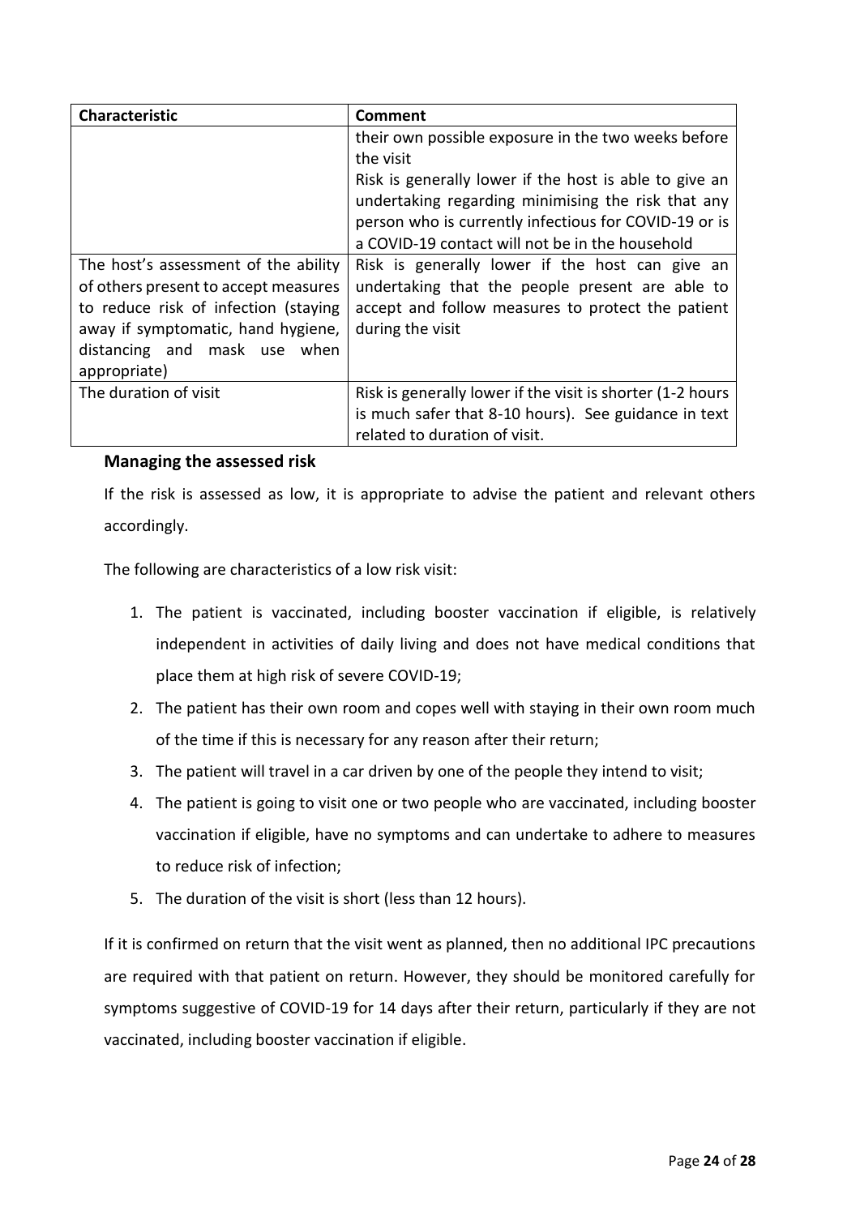| Characteristic | Comment |
| --- | --- |
| | their own possible exposure in the two weeks before the visit<br>Risk is generally lower if the host is able to give an undertaking regarding minimising the risk that any person who is currently infectious for COVID-19 or is a COVID-19 contact will not be in the household |
| The host's assessment of the ability of others present to accept measures to reduce risk of infection (staying away if symptomatic, hand hygiene, distancing and mask use when appropriate) | Risk is generally lower if the host can give an undertaking that the people present are able to accept and follow measures to protect the patient during the visit |
| The duration of visit | Risk is generally lower if the visit is shorter (1-2 hours is much safer that 8-10 hours). See guidance in text related to duration of visit. |

### Managing the assessed risk

If the risk is assessed as low, it is appropriate to advise the patient and relevant others accordingly.

The following are characteristics of a low risk visit:

1. The patient is vaccinated, including booster vaccination if eligible, is relatively independent in activities of daily living and does not have medical conditions that place them at high risk of severe COVID-19;
2. The patient has their own room and copes well with staying in their own room much of the time if this is necessary for any reason after their return;
3. The patient will travel in a car driven by one of the people they intend to visit;
4. The patient is going to visit one or two people who are vaccinated, including booster vaccination if eligible, have no symptoms and can undertake to adhere to measures to reduce risk of infection;
5. The duration of the visit is short (less than 12 hours).

If it is confirmed on return that the visit went as planned, then no additional IPC precautions are required with that patient on return. However, they should be monitored carefully for symptoms suggestive of COVID-19 for 14 days after their return, particularly if they are not vaccinated, including booster vaccination if eligible.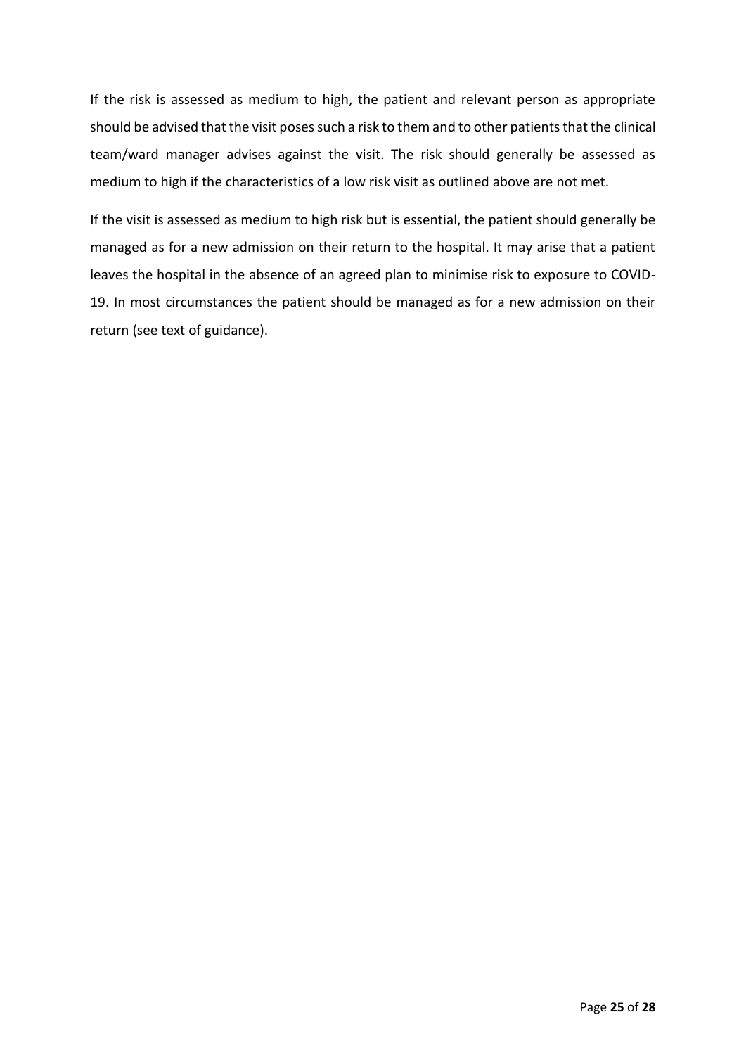If the risk is assessed as medium to high, the patient and relevant person as appropriate should be advised that the visit poses such a risk to them and to other patients that the clinical team/ward manager advises against the visit. The risk should generally be assessed as medium to high if the characteristics of a low risk visit as outlined above are not met.

If the visit is assessed as medium to high risk but is essential, the patient should generally be managed as for a new admission on their return to the hospital. It may arise that a patient leaves the hospital in the absence of an agreed plan to minimise risk to exposure to COVID-19. In most circumstances the patient should be managed as for a new admission on their return (see text of guidance).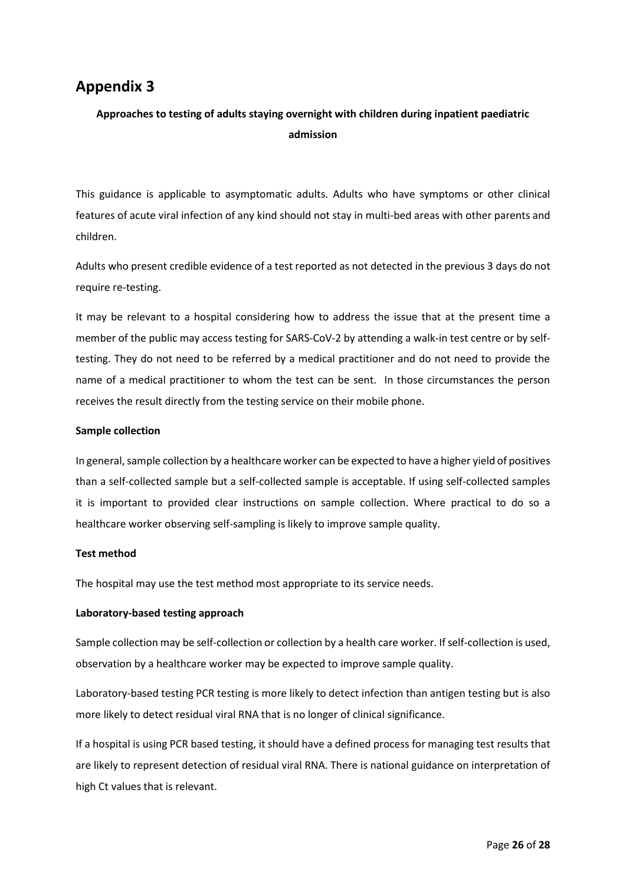# Appendix 3

**Approaches to testing of adults staying overnight with children during inpatient paediatric admission**

This guidance is applicable to asymptomatic adults. Adults who have symptoms or other clinical features of acute viral infection of any kind should not stay in multi-bed areas with other parents and children.

Adults who present credible evidence of a test reported as not detected in the previous 3 days do not require re-testing.

It may be relevant to a hospital considering how to address the issue that at the present time a member of the public may access testing for SARS-CoV-2 by attending a walk-in test centre or by self-testing. They do not need to be referred by a medical practitioner and do not need to provide the name of a medical practitioner to whom the test can be sent. In those circumstances the person receives the result directly from the testing service on their mobile phone.

**Sample collection**

In general, sample collection by a healthcare worker can be expected to have a higher yield of positives than a self-collected sample but a self-collected sample is acceptable. If using self-collected samples it is important to provided clear instructions on sample collection. Where practical to do so a healthcare worker observing self-sampling is likely to improve sample quality.

**Test method**

The hospital may use the test method most appropriate to its service needs.

**Laboratory-based testing approach**

Sample collection may be self-collection or collection by a health care worker. If self-collection is used, observation by a healthcare worker may be expected to improve sample quality.

Laboratory-based testing PCR testing is more likely to detect infection than antigen testing but is also more likely to detect residual viral RNA that is no longer of clinical significance.

If a hospital is using PCR based testing, it should have a defined process for managing test results that are likely to represent detection of residual viral RNA. There is national guidance on interpretation of high Ct values that is relevant.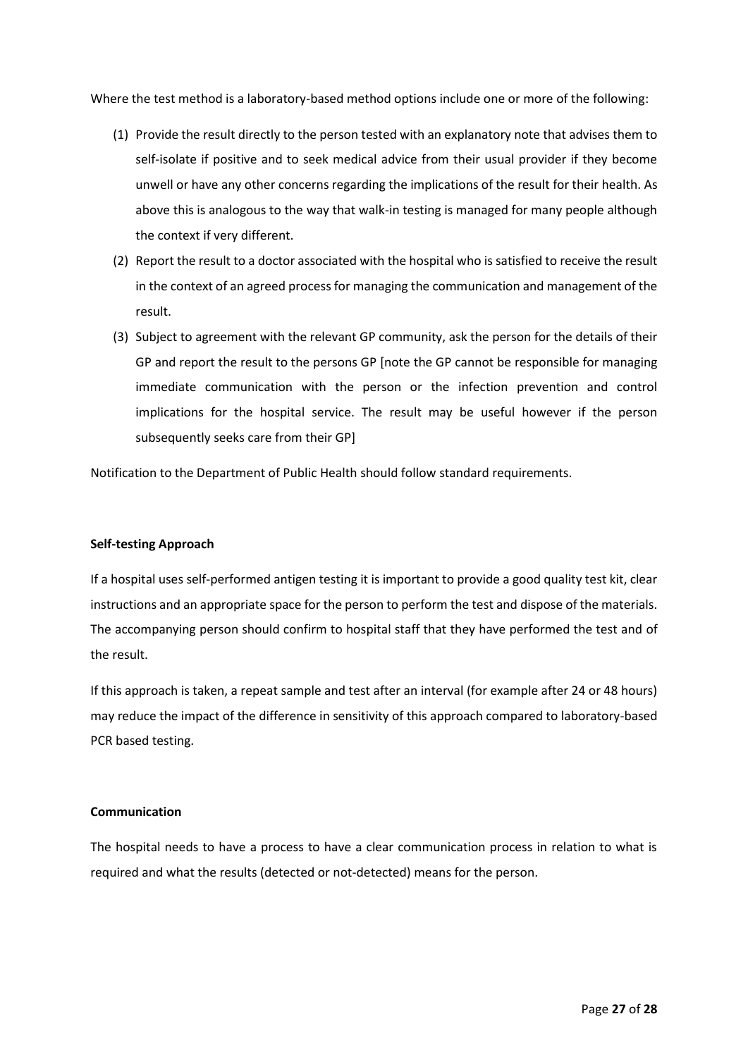Where the test method is a laboratory-based method options include one or more of the following:

(1) Provide the result directly to the person tested with an explanatory note that advises them to self-isolate if positive and to seek medical advice from their usual provider if they become unwell or have any other concerns regarding the implications of the result for their health. As above this is analogous to the way that walk-in testing is managed for many people although the context if very different.

(2) Report the result to a doctor associated with the hospital who is satisfied to receive the result in the context of an agreed process for managing the communication and management of the result.

(3) Subject to agreement with the relevant GP community, ask the person for the details of their GP and report the result to the persons GP [note the GP cannot be responsible for managing immediate communication with the person or the infection prevention and control implications for the hospital service. The result may be useful however if the person subsequently seeks care from their GP]

Notification to the Department of Public Health should follow standard requirements.

**Self-testing Approach**

If a hospital uses self-performed antigen testing it is important to provide a good quality test kit, clear instructions and an appropriate space for the person to perform the test and dispose of the materials. The accompanying person should confirm to hospital staff that they have performed the test and of the result.

If this approach is taken, a repeat sample and test after an interval (for example after 24 or 48 hours) may reduce the impact of the difference in sensitivity of this approach compared to laboratory-based PCR based testing.

**Communication**

The hospital needs to have a process to have a clear communication process in relation to what is required and what the results (detected or not-detected) means for the person.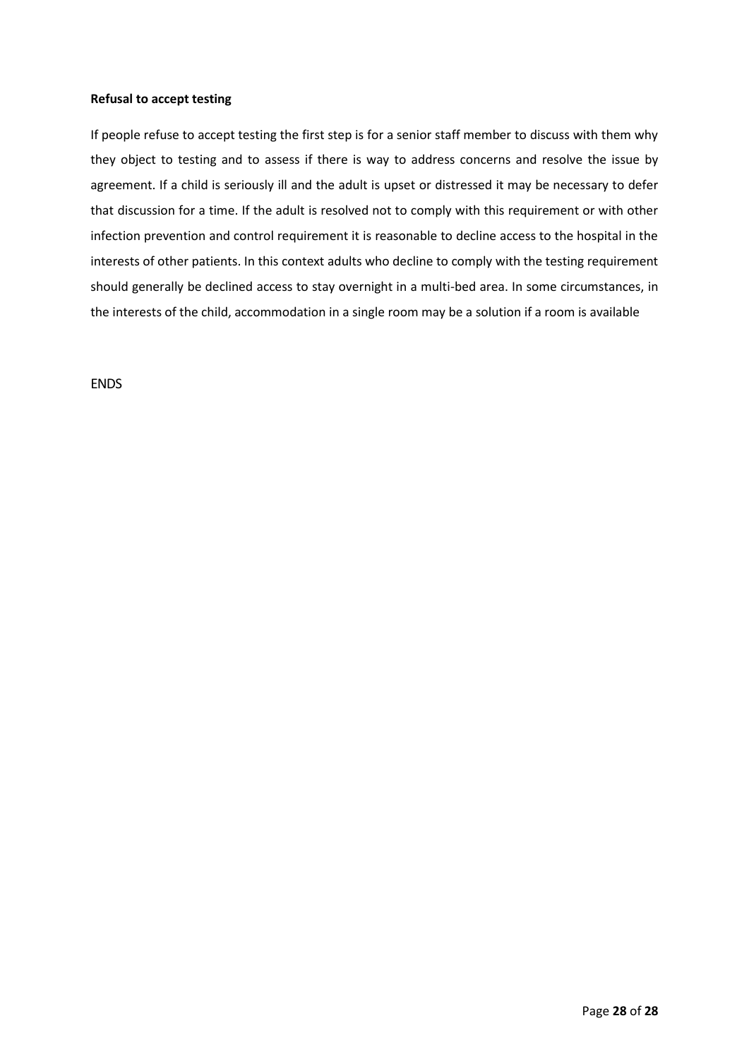**Refusal to accept testing**

If people refuse to accept testing the first step is for a senior staff member to discuss with them why they object to testing and to assess if there is way to address concerns and resolve the issue by agreement. If a child is seriously ill and the adult is upset or distressed it may be necessary to defer that discussion for a time. If the adult is resolved not to comply with this requirement or with other infection prevention and control requirement it is reasonable to decline access to the hospital in the interests of other patients. In this context adults who decline to comply with the testing requirement should generally be declined access to stay overnight in a multi-bed area. In some circumstances, in the interests of the child, accommodation in a single room may be a solution if a room is available

ENDS